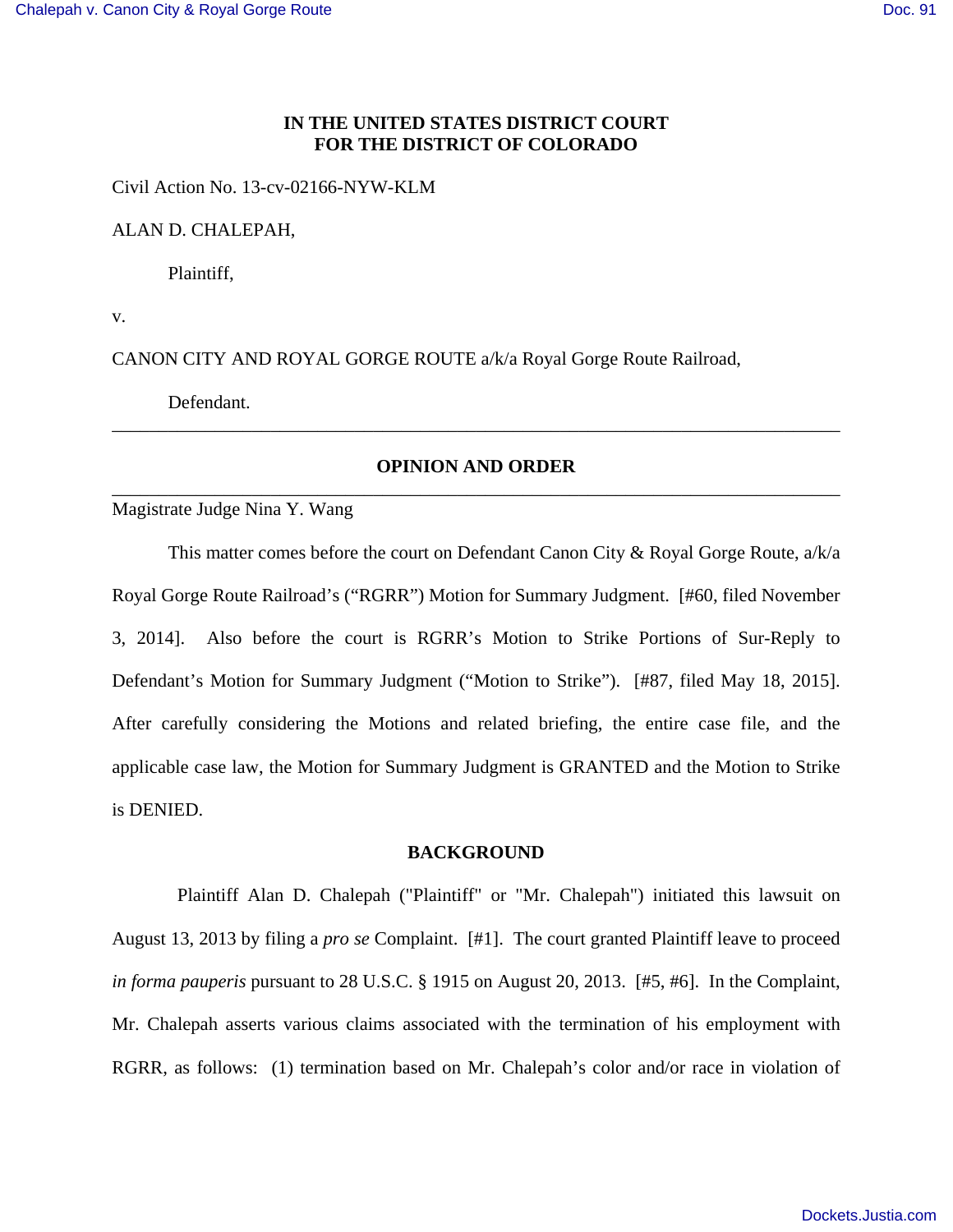**IN THE UNITED STATES DISTRICT COURT**
**FOR THE DISTRICT OF COLORADO**

Civil Action No. 13-cv-02166-NYW-KLM

ALAN D. CHALEPAH,

Plaintiff,

v.

CANON CITY AND ROYAL GORGE ROUTE a/k/a Royal Gorge Route Railroad,

Defendant.

---

**OPINION AND ORDER**

---

Magistrate Judge Nina Y. Wang

This matter comes before the court on Defendant Canon City & Royal Gorge Route, a/k/a Royal Gorge Route Railroad's ("RGRR") Motion for Summary Judgment. [#60, filed November 3, 2014]. Also before the court is RGRR's Motion to Strike Portions of Sur-Reply to Defendant's Motion for Summary Judgment ("Motion to Strike"). [#87, filed May 18, 2015]. After carefully considering the Motions and related briefing, the entire case file, and the applicable case law, the Motion for Summary Judgment is GRANTED and the Motion to Strike is DENIED.

## BACKGROUND

Plaintiff Alan D. Chalepah ("Plaintiff" or "Mr. Chalepah") initiated this lawsuit on August 13, 2013 by filing a *pro se* Complaint. [#1]. The court granted Plaintiff leave to proceed *in forma pauperis* pursuant to 28 U.S.C. § 1915 on August 20, 2013. [#5, #6]. In the Complaint, Mr. Chalepah asserts various claims associated with the termination of his employment with RGRR, as follows: (1) termination based on Mr. Chalepah's color and/or race in violation of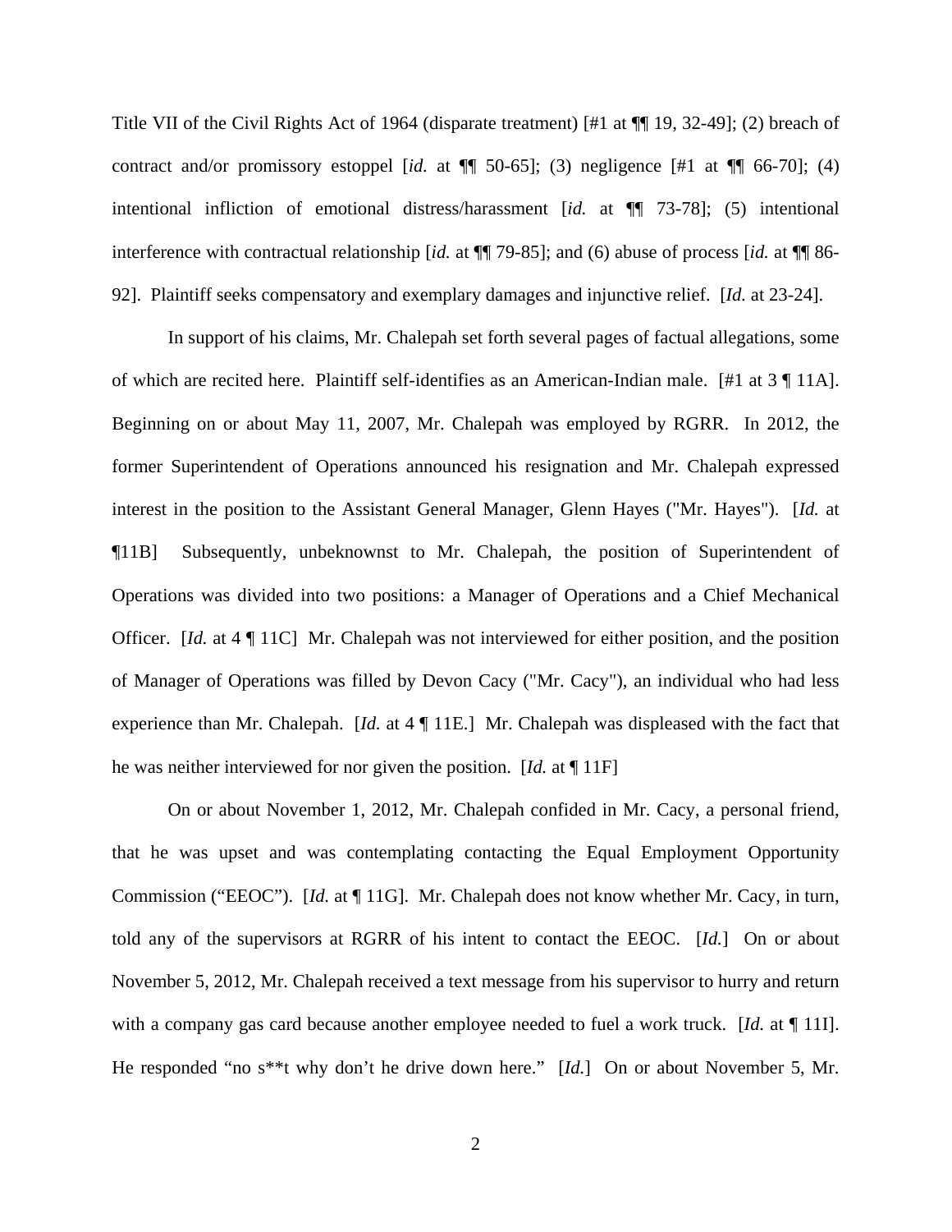Title VII of the Civil Rights Act of 1964 (disparate treatment) [#1 at ¶¶ 19, 32-49]; (2) breach of contract and/or promissory estoppel [*id.* at ¶¶ 50-65]; (3) negligence [#1 at ¶¶ 66-70]; (4) intentional infliction of emotional distress/harassment [*id.* at ¶¶ 73-78]; (5) intentional interference with contractual relationship [*id.* at ¶¶ 79-85]; and (6) abuse of process [*id.* at ¶¶ 86-92]. Plaintiff seeks compensatory and exemplary damages and injunctive relief. [*Id.* at 23-24].

In support of his claims, Mr. Chalepah set forth several pages of factual allegations, some of which are recited here. Plaintiff self-identifies as an American-Indian male. [#1 at 3 ¶ 11A]. Beginning on or about May 11, 2007, Mr. Chalepah was employed by RGRR. In 2012, the former Superintendent of Operations announced his resignation and Mr. Chalepah expressed interest in the position to the Assistant General Manager, Glenn Hayes ("Mr. Hayes"). [*Id.* at ¶11B] Subsequently, unbeknownst to Mr. Chalepah, the position of Superintendent of Operations was divided into two positions: a Manager of Operations and a Chief Mechanical Officer. [*Id.* at 4 ¶ 11C] Mr. Chalepah was not interviewed for either position, and the position of Manager of Operations was filled by Devon Cacy ("Mr. Cacy"), an individual who had less experience than Mr. Chalepah. [*Id.* at 4 ¶ 11E.] Mr. Chalepah was displeased with the fact that he was neither interviewed for nor given the position. [*Id.* at ¶ 11F]

On or about November 1, 2012, Mr. Chalepah confided in Mr. Cacy, a personal friend, that he was upset and was contemplating contacting the Equal Employment Opportunity Commission ("EEOC"). [*Id.* at ¶ 11G]. Mr. Chalepah does not know whether Mr. Cacy, in turn, told any of the supervisors at RGRR of his intent to contact the EEOC. [*Id.*] On or about November 5, 2012, Mr. Chalepah received a text message from his supervisor to hurry and return with a company gas card because another employee needed to fuel a work truck. [*Id.* at ¶ 11I]. He responded "no s**t why don't he drive down here." [*Id.*] On or about November 5, Mr.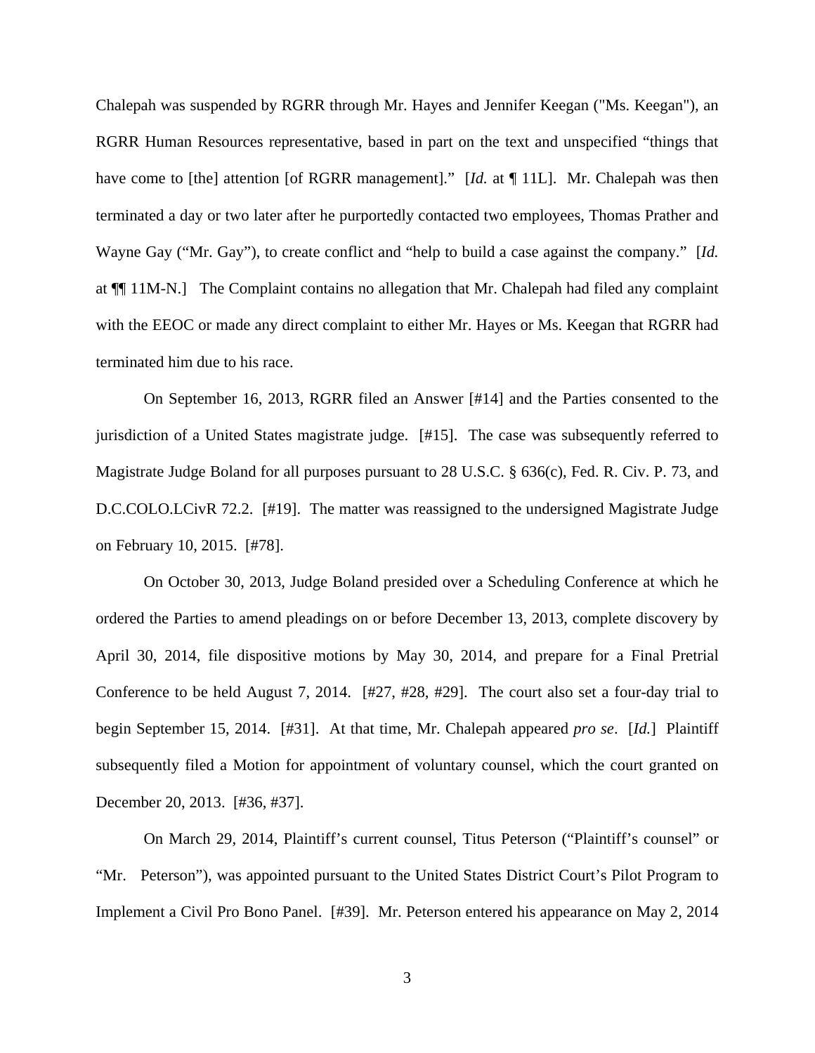Chalepah was suspended by RGRR through Mr. Hayes and Jennifer Keegan ("Ms. Keegan"), an RGRR Human Resources representative, based in part on the text and unspecified "things that have come to [the] attention [of RGRR management]." [*Id.* at ¶ 11L]. Mr. Chalepah was then terminated a day or two later after he purportedly contacted two employees, Thomas Prather and Wayne Gay ("Mr. Gay"), to create conflict and "help to build a case against the company." [*Id.* at ¶¶ 11M-N.] The Complaint contains no allegation that Mr. Chalepah had filed any complaint with the EEOC or made any direct complaint to either Mr. Hayes or Ms. Keegan that RGRR had terminated him due to his race.

On September 16, 2013, RGRR filed an Answer [#14] and the Parties consented to the jurisdiction of a United States magistrate judge. [#15]. The case was subsequently referred to Magistrate Judge Boland for all purposes pursuant to 28 U.S.C. § 636(c), Fed. R. Civ. P. 73, and D.C.COLO.LCivR 72.2. [#19]. The matter was reassigned to the undersigned Magistrate Judge on February 10, 2015. [#78].

On October 30, 2013, Judge Boland presided over a Scheduling Conference at which he ordered the Parties to amend pleadings on or before December 13, 2013, complete discovery by April 30, 2014, file dispositive motions by May 30, 2014, and prepare for a Final Pretrial Conference to be held August 7, 2014. [#27, #28, #29]. The court also set a four-day trial to begin September 15, 2014. [#31]. At that time, Mr. Chalepah appeared *pro se*. [*Id.*] Plaintiff subsequently filed a Motion for appointment of voluntary counsel, which the court granted on December 20, 2013. [#36, #37].

On March 29, 2014, Plaintiff's current counsel, Titus Peterson ("Plaintiff's counsel" or "Mr. Peterson"), was appointed pursuant to the United States District Court's Pilot Program to Implement a Civil Pro Bono Panel. [#39]. Mr. Peterson entered his appearance on May 2, 2014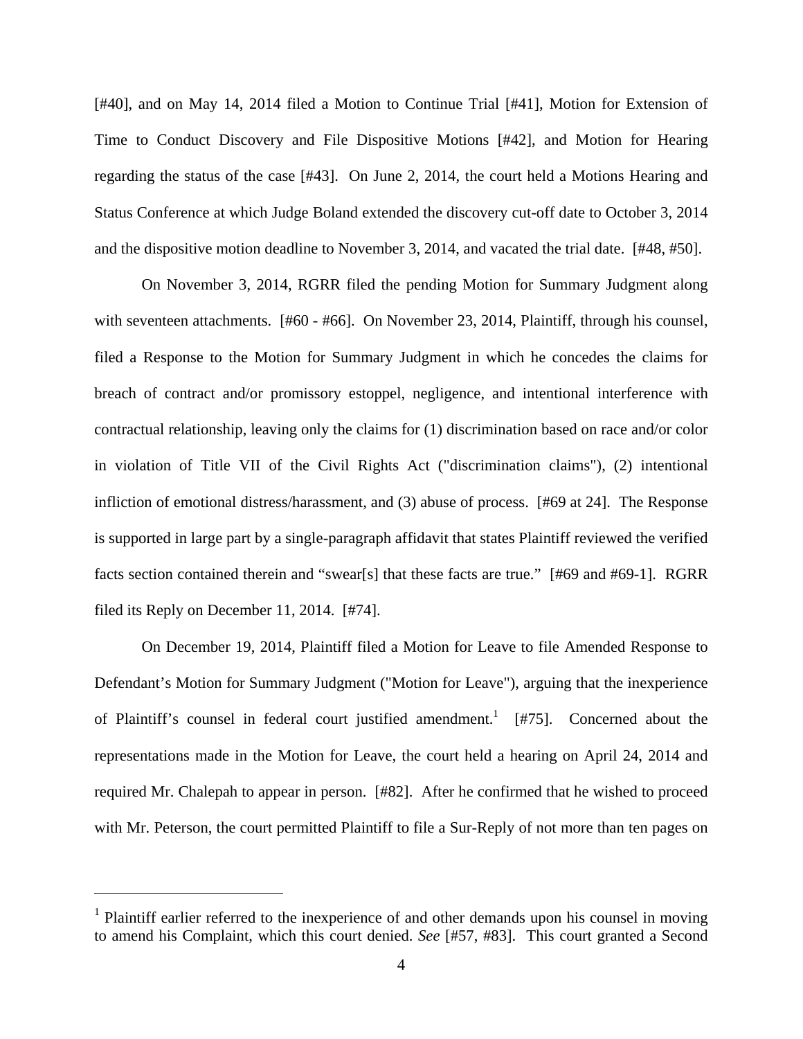[#40], and on May 14, 2014 filed a Motion to Continue Trial [#41], Motion for Extension of Time to Conduct Discovery and File Dispositive Motions [#42], and Motion for Hearing regarding the status of the case [#43]. On June 2, 2014, the court held a Motions Hearing and Status Conference at which Judge Boland extended the discovery cut-off date to October 3, 2014 and the dispositive motion deadline to November 3, 2014, and vacated the trial date. [#48, #50].

On November 3, 2014, RGRR filed the pending Motion for Summary Judgment along with seventeen attachments. [#60 - #66]. On November 23, 2014, Plaintiff, through his counsel, filed a Response to the Motion for Summary Judgment in which he concedes the claims for breach of contract and/or promissory estoppel, negligence, and intentional interference with contractual relationship, leaving only the claims for (1) discrimination based on race and/or color in violation of Title VII of the Civil Rights Act ("discrimination claims"), (2) intentional infliction of emotional distress/harassment, and (3) abuse of process. [#69 at 24]. The Response is supported in large part by a single-paragraph affidavit that states Plaintiff reviewed the verified facts section contained therein and "swear[s] that these facts are true." [#69 and #69-1]. RGRR filed its Reply on December 11, 2014. [#74].

On December 19, 2014, Plaintiff filed a Motion for Leave to file Amended Response to Defendant's Motion for Summary Judgment ("Motion for Leave"), arguing that the inexperience of Plaintiff's counsel in federal court justified amendment.[1] [#75]. Concerned about the representations made in the Motion for Leave, the court held a hearing on April 24, 2014 and required Mr. Chalepah to appear in person. [#82]. After he confirmed that he wished to proceed with Mr. Peterson, the court permitted Plaintiff to file a Sur-Reply of not more than ten pages on

[1] Plaintiff earlier referred to the inexperience of and other demands upon his counsel in moving to amend his Complaint, which this court denied. *See* [#57, #83]. This court granted a Second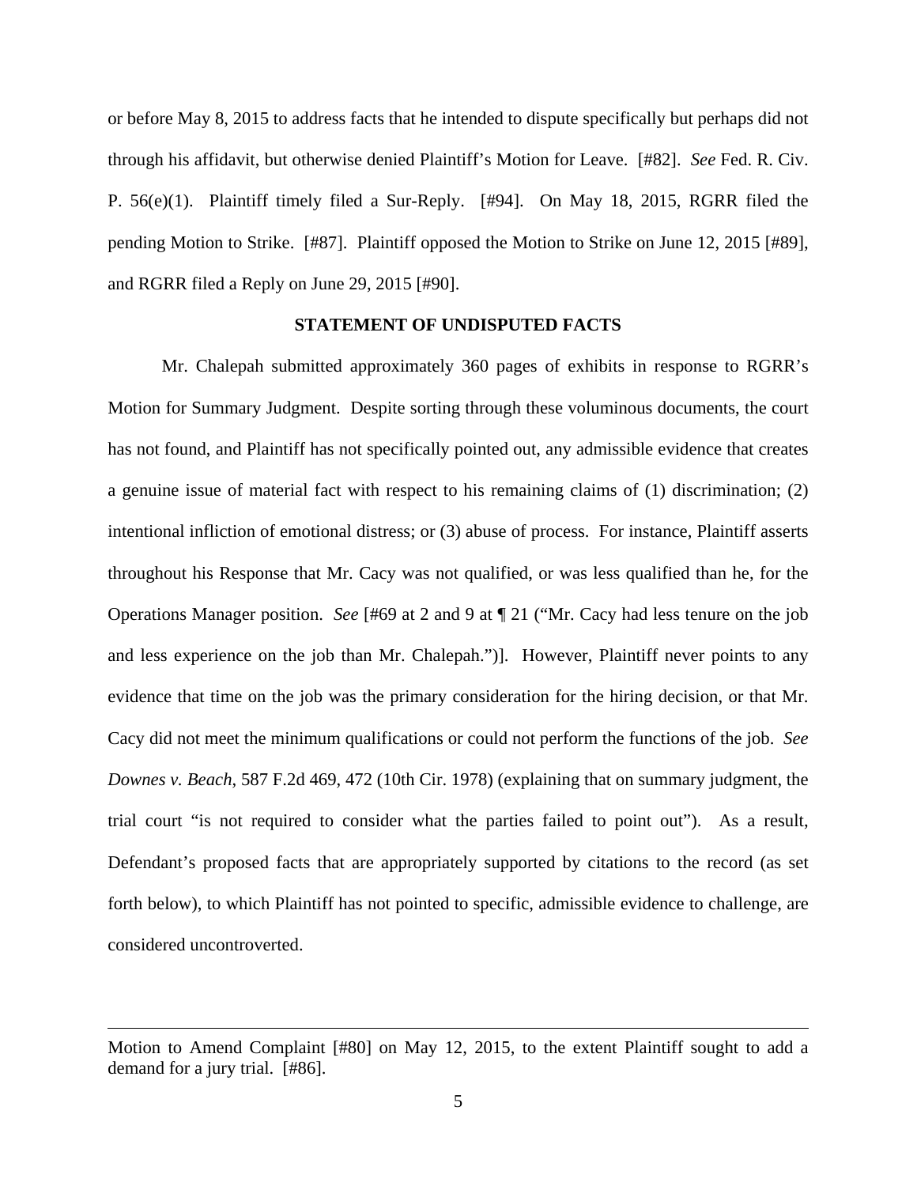or before May 8, 2015 to address facts that he intended to dispute specifically but perhaps did not through his affidavit, but otherwise denied Plaintiff's Motion for Leave. [#82]. *See* Fed. R. Civ. P. 56(e)(1). Plaintiff timely filed a Sur-Reply. [#94]. On May 18, 2015, RGRR filed the pending Motion to Strike. [#87]. Plaintiff opposed the Motion to Strike on June 12, 2015 [#89], and RGRR filed a Reply on June 29, 2015 [#90].

**STATEMENT OF UNDISPUTED FACTS**

Mr. Chalepah submitted approximately 360 pages of exhibits in response to RGRR's Motion for Summary Judgment. Despite sorting through these voluminous documents, the court has not found, and Plaintiff has not specifically pointed out, any admissible evidence that creates a genuine issue of material fact with respect to his remaining claims of (1) discrimination; (2) intentional infliction of emotional distress; or (3) abuse of process. For instance, Plaintiff asserts throughout his Response that Mr. Cacy was not qualified, or was less qualified than he, for the Operations Manager position. *See* [#69 at 2 and 9 at ¶ 21 ("Mr. Cacy had less tenure on the job and less experience on the job than Mr. Chalepah.")]. However, Plaintiff never points to any evidence that time on the job was the primary consideration for the hiring decision, or that Mr. Cacy did not meet the minimum qualifications or could not perform the functions of the job. *See* *Downes v. Beach*, 587 F.2d 469, 472 (10th Cir. 1978) (explaining that on summary judgment, the trial court "is not required to consider what the parties failed to point out"). As a result, Defendant's proposed facts that are appropriately supported by citations to the record (as set forth below), to which Plaintiff has not pointed to specific, admissible evidence to challenge, are considered uncontroverted.

---

Motion to Amend Complaint [#80] on May 12, 2015, to the extent Plaintiff sought to add a demand for a jury trial. [#86].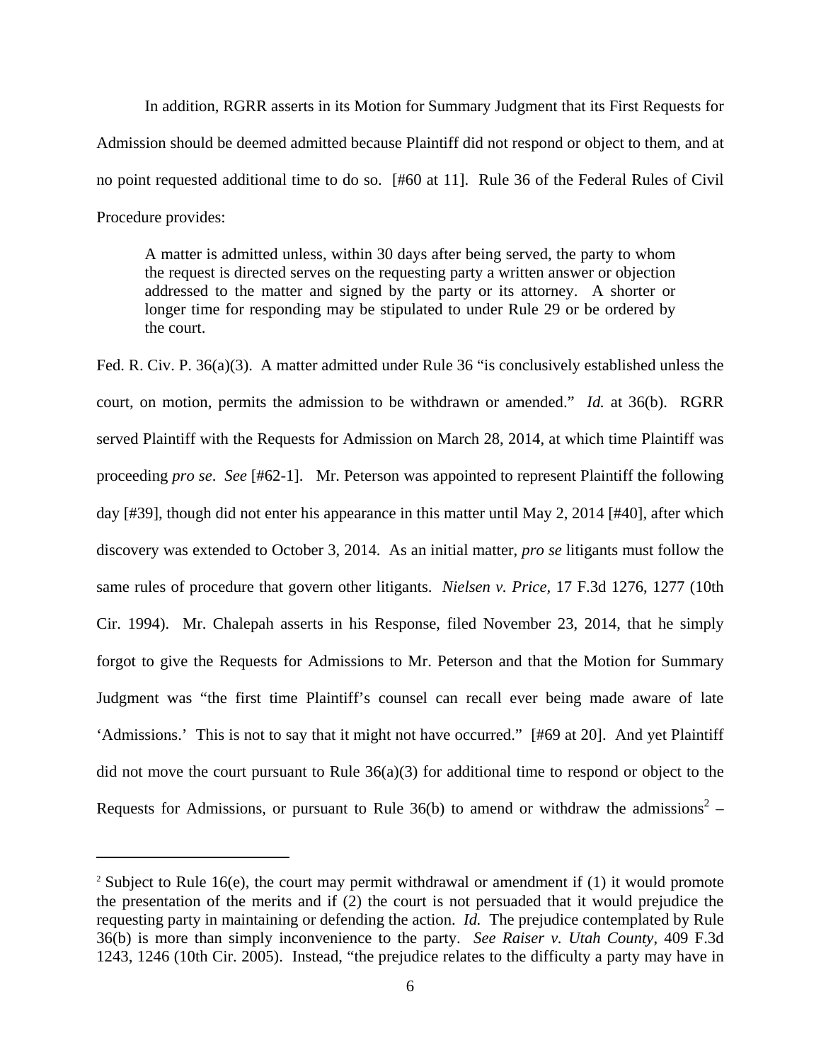In addition, RGRR asserts in its Motion for Summary Judgment that its First Requests for Admission should be deemed admitted because Plaintiff did not respond or object to them, and at no point requested additional time to do so. [#60 at 11]. Rule 36 of the Federal Rules of Civil Procedure provides:

> A matter is admitted unless, within 30 days after being served, the party to whom the request is directed serves on the requesting party a written answer or objection addressed to the matter and signed by the party or its attorney. A shorter or longer time for responding may be stipulated to under Rule 29 or be ordered by the court.

Fed. R. Civ. P. 36(a)(3). A matter admitted under Rule 36 "is conclusively established unless the court, on motion, permits the admission to be withdrawn or amended." *Id.* at 36(b). RGRR served Plaintiff with the Requests for Admission on March 28, 2014, at which time Plaintiff was proceeding *pro se*. *See* [#62-1]. Mr. Peterson was appointed to represent Plaintiff the following day [#39], though did not enter his appearance in this matter until May 2, 2014 [#40], after which discovery was extended to October 3, 2014. As an initial matter, *pro se* litigants must follow the same rules of procedure that govern other litigants. *Nielsen v. Price*, 17 F.3d 1276, 1277 (10th Cir. 1994). Mr. Chalepah asserts in his Response, filed November 23, 2014, that he simply forgot to give the Requests for Admissions to Mr. Peterson and that the Motion for Summary Judgment was "the first time Plaintiff's counsel can recall ever being made aware of late 'Admissions.' This is not to say that it might not have occurred." [#69 at 20]. And yet Plaintiff did not move the court pursuant to Rule 36(a)(3) for additional time to respond or object to the Requests for Admissions, or pursuant to Rule 36(b) to amend or withdraw the admissions[2] –

---

[2] Subject to Rule 16(e), the court may permit withdrawal or amendment if (1) it would promote the presentation of the merits and if (2) the court is not persuaded that it would prejudice the requesting party in maintaining or defending the action. *Id.* The prejudice contemplated by Rule 36(b) is more than simply inconvenience to the party. *See Raiser v. Utah County*, 409 F.3d 1243, 1246 (10th Cir. 2005). Instead, "the prejudice relates to the difficulty a party may have in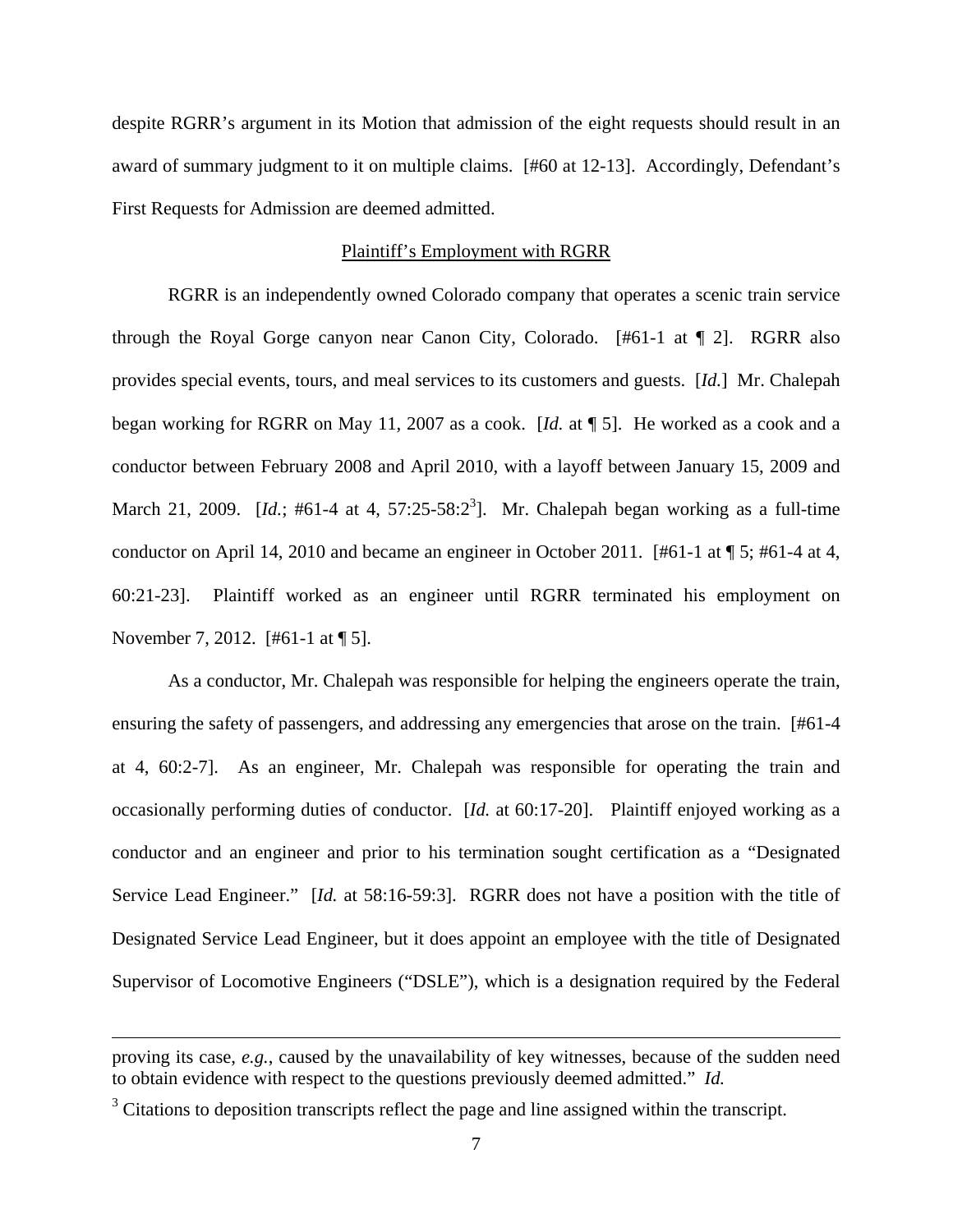despite RGRR's argument in its Motion that admission of the eight requests should result in an award of summary judgment to it on multiple claims. [#60 at 12-13]. Accordingly, Defendant's First Requests for Admission are deemed admitted.

<u>Plaintiff's Employment with RGRR</u>

RGRR is an independently owned Colorado company that operates a scenic train service through the Royal Gorge canyon near Canon City, Colorado. [#61-1 at ¶ 2]. RGRR also provides special events, tours, and meal services to its customers and guests. [*Id.*] Mr. Chalepah began working for RGRR on May 11, 2007 as a cook. [*Id.* at ¶ 5]. He worked as a cook and a conductor between February 2008 and April 2010, with a layoff between January 15, 2009 and March 21, 2009. [*Id.*; #61-4 at 4, 57:25-58:2[3]]. Mr. Chalepah began working as a full-time conductor on April 14, 2010 and became an engineer in October 2011. [#61-1 at ¶ 5; #61-4 at 4, 60:21-23]. Plaintiff worked as an engineer until RGRR terminated his employment on November 7, 2012. [#61-1 at ¶ 5].

As a conductor, Mr. Chalepah was responsible for helping the engineers operate the train, ensuring the safety of passengers, and addressing any emergencies that arose on the train. [#61-4 at 4, 60:2-7]. As an engineer, Mr. Chalepah was responsible for operating the train and occasionally performing duties of conductor. [*Id.* at 60:17-20]. Plaintiff enjoyed working as a conductor and an engineer and prior to his termination sought certification as a "Designated Service Lead Engineer." [*Id.* at 58:16-59:3]. RGRR does not have a position with the title of Designated Service Lead Engineer, but it does appoint an employee with the title of Designated Supervisor of Locomotive Engineers ("DSLE"), which is a designation required by the Federal

---

proving its case, *e.g.*, caused by the unavailability of key witnesses, because of the sudden need to obtain evidence with respect to the questions previously deemed admitted." *Id.*

[3] Citations to deposition transcripts reflect the page and line assigned within the transcript.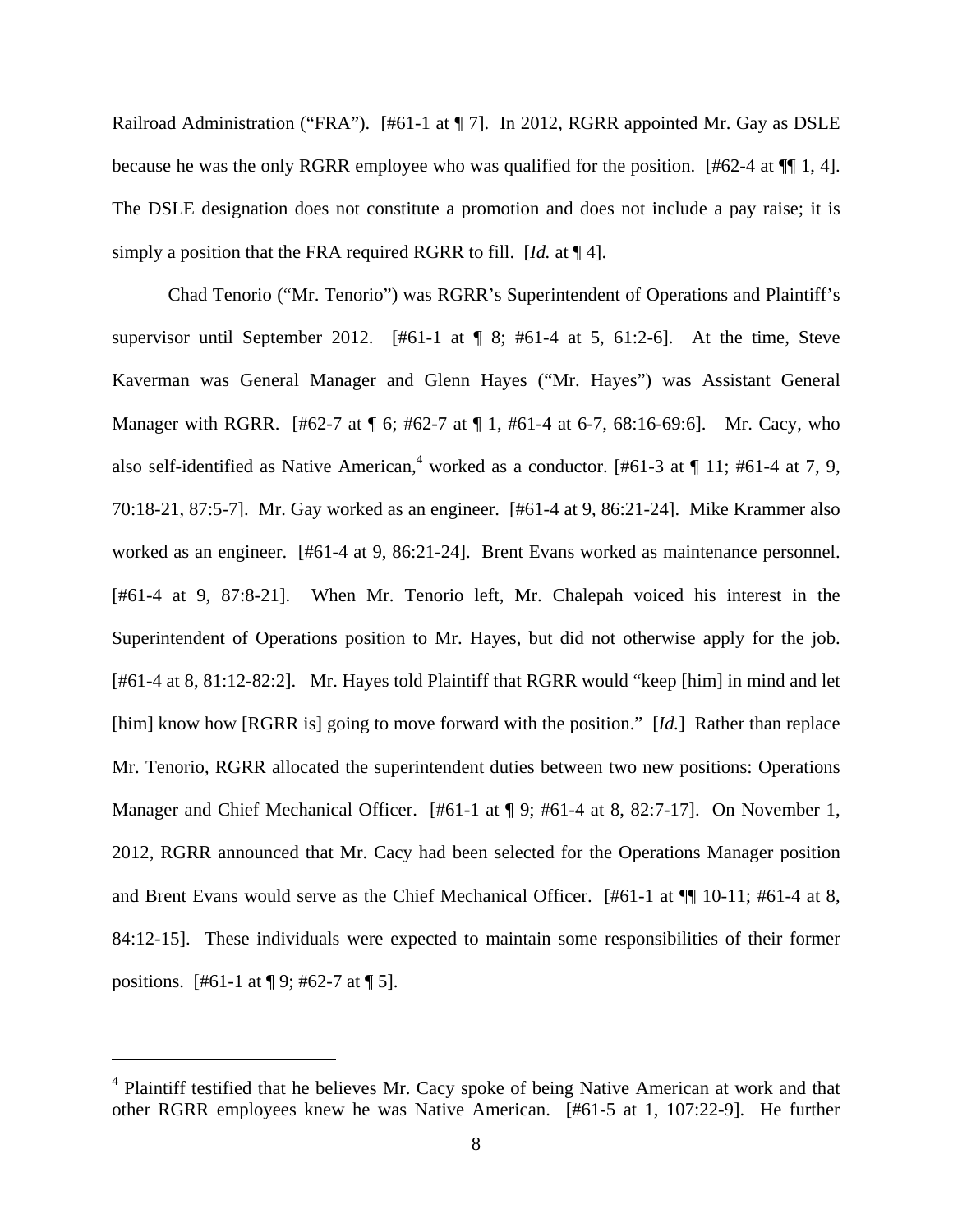Railroad Administration ("FRA"). [#61-1 at ¶ 7]. In 2012, RGRR appointed Mr. Gay as DSLE because he was the only RGRR employee who was qualified for the position. [#62-4 at ¶¶ 1, 4]. The DSLE designation does not constitute a promotion and does not include a pay raise; it is simply a position that the FRA required RGRR to fill. [*Id.* at ¶ 4].

Chad Tenorio ("Mr. Tenorio") was RGRR's Superintendent of Operations and Plaintiff's supervisor until September 2012. [#61-1 at ¶ 8; #61-4 at 5, 61:2-6]. At the time, Steve Kaverman was General Manager and Glenn Hayes ("Mr. Hayes") was Assistant General Manager with RGRR. [#62-7 at ¶ 6; #62-7 at ¶ 1, #61-4 at 6-7, 68:16-69:6]. Mr. Cacy, who also self-identified as Native American,[4] worked as a conductor. [#61-3 at ¶ 11; #61-4 at 7, 9, 70:18-21, 87:5-7]. Mr. Gay worked as an engineer. [#61-4 at 9, 86:21-24]. Mike Krammer also worked as an engineer. [#61-4 at 9, 86:21-24]. Brent Evans worked as maintenance personnel. [#61-4 at 9, 87:8-21]. When Mr. Tenorio left, Mr. Chalepah voiced his interest in the Superintendent of Operations position to Mr. Hayes, but did not otherwise apply for the job. [#61-4 at 8, 81:12-82:2]. Mr. Hayes told Plaintiff that RGRR would "keep [him] in mind and let [him] know how [RGRR is] going to move forward with the position." [*Id.*] Rather than replace Mr. Tenorio, RGRR allocated the superintendent duties between two new positions: Operations Manager and Chief Mechanical Officer. [#61-1 at ¶ 9; #61-4 at 8, 82:7-17]. On November 1, 2012, RGRR announced that Mr. Cacy had been selected for the Operations Manager position and Brent Evans would serve as the Chief Mechanical Officer. [#61-1 at ¶¶ 10-11; #61-4 at 8, 84:12-15]. These individuals were expected to maintain some responsibilities of their former positions. [#61-1 at ¶ 9; #62-7 at ¶ 5].

---

[4] Plaintiff testified that he believes Mr. Cacy spoke of being Native American at work and that other RGRR employees knew he was Native American. [#61-5 at 1, 107:22-9]. He further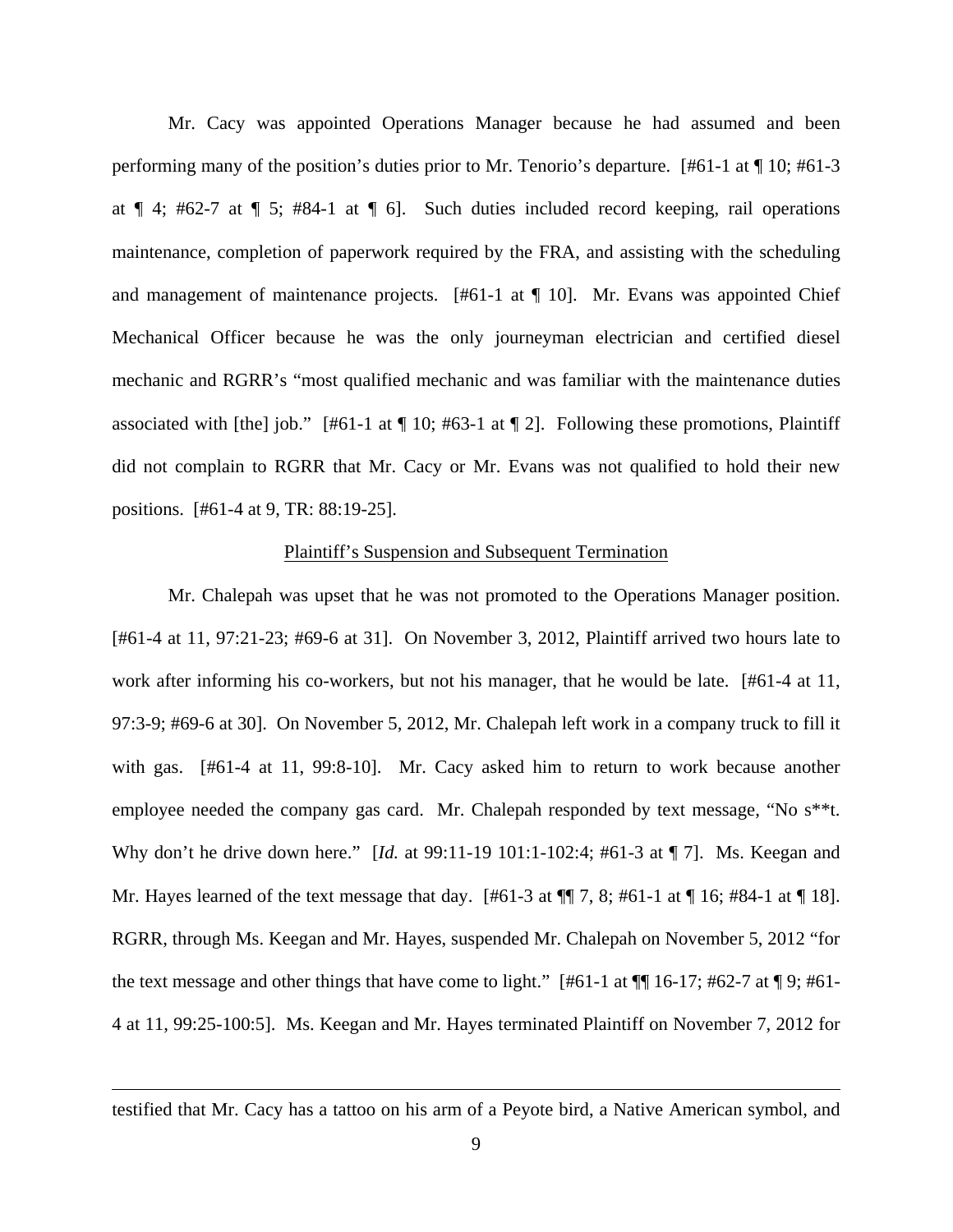Mr. Cacy was appointed Operations Manager because he had assumed and been performing many of the position's duties prior to Mr. Tenorio's departure. [#61-1 at ¶ 10; #61-3 at ¶ 4; #62-7 at ¶ 5; #84-1 at ¶ 6]. Such duties included record keeping, rail operations maintenance, completion of paperwork required by the FRA, and assisting with the scheduling and management of maintenance projects. [#61-1 at ¶ 10]. Mr. Evans was appointed Chief Mechanical Officer because he was the only journeyman electrician and certified diesel mechanic and RGRR's "most qualified mechanic and was familiar with the maintenance duties associated with [the] job." [#61-1 at ¶ 10; #63-1 at ¶ 2]. Following these promotions, Plaintiff did not complain to RGRR that Mr. Cacy or Mr. Evans was not qualified to hold their new positions. [#61-4 at 9, TR: 88:19-25].

<u>Plaintiff's Suspension and Subsequent Termination</u>

Mr. Chalepah was upset that he was not promoted to the Operations Manager position. [#61-4 at 11, 97:21-23; #69-6 at 31]. On November 3, 2012, Plaintiff arrived two hours late to work after informing his co-workers, but not his manager, that he would be late. [#61-4 at 11, 97:3-9; #69-6 at 30]. On November 5, 2012, Mr. Chalepah left work in a company truck to fill it with gas. [#61-4 at 11, 99:8-10]. Mr. Cacy asked him to return to work because another employee needed the company gas card. Mr. Chalepah responded by text message, "No s**t. Why don't he drive down here." [*Id.* at 99:11-19 101:1-102:4; #61-3 at ¶ 7]. Ms. Keegan and Mr. Hayes learned of the text message that day. [#61-3 at ¶¶ 7, 8; #61-1 at ¶ 16; #84-1 at ¶ 18]. RGRR, through Ms. Keegan and Mr. Hayes, suspended Mr. Chalepah on November 5, 2012 "for the text message and other things that have come to light." [#61-1 at ¶¶ 16-17; #62-7 at ¶ 9; #61-4 at 11, 99:25-100:5]. Ms. Keegan and Mr. Hayes terminated Plaintiff on November 7, 2012 for

---

testified that Mr. Cacy has a tattoo on his arm of a Peyote bird, a Native American symbol, and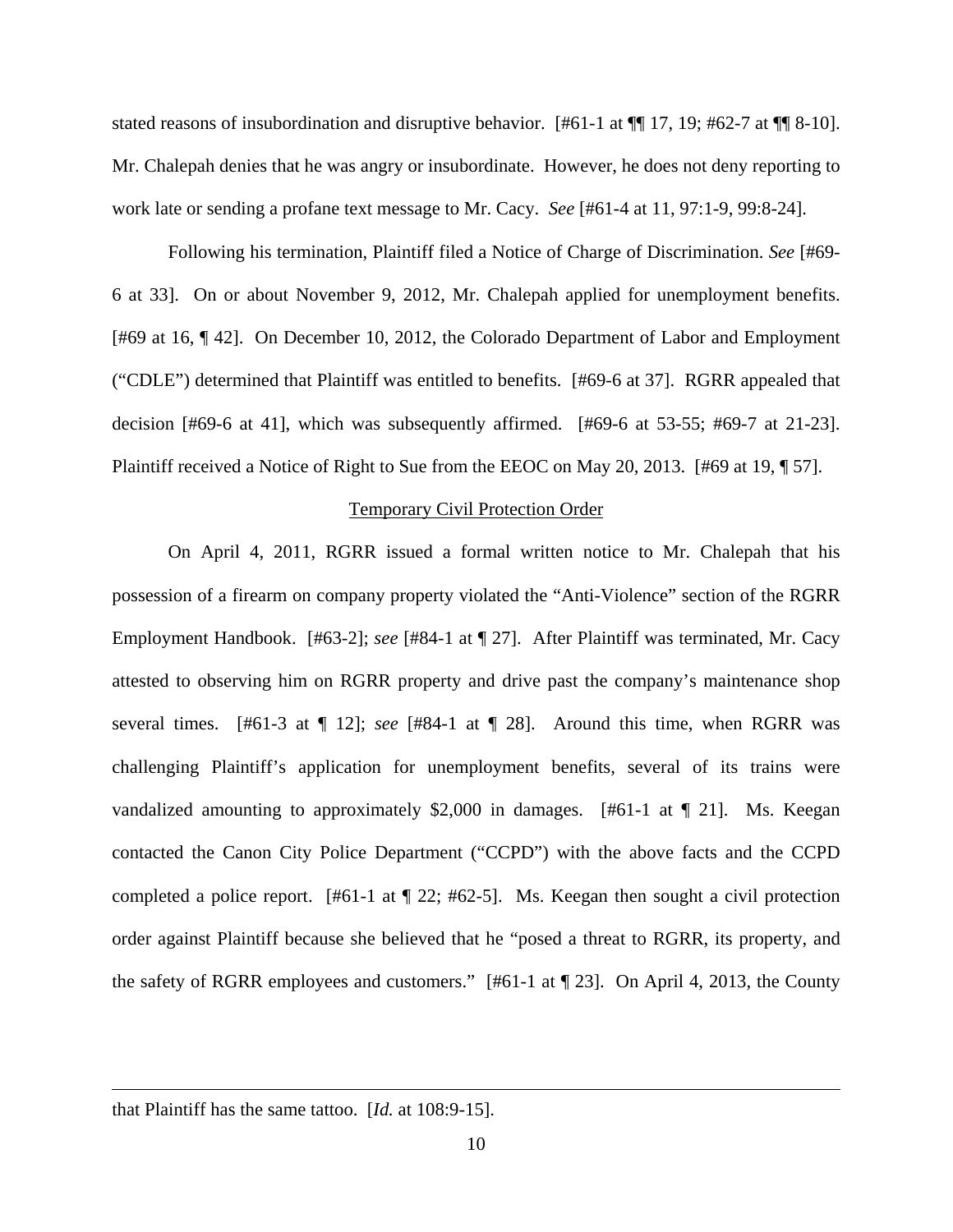stated reasons of insubordination and disruptive behavior. [#61-1 at ¶¶ 17, 19; #62-7 at ¶¶ 8-10]. Mr. Chalepah denies that he was angry or insubordinate. However, he does not deny reporting to work late or sending a profane text message to Mr. Cacy. *See* [#61-4 at 11, 97:1-9, 99:8-24].

Following his termination, Plaintiff filed a Notice of Charge of Discrimination. *See* [#69-6 at 33]. On or about November 9, 2012, Mr. Chalepah applied for unemployment benefits. [#69 at 16, ¶ 42]. On December 10, 2012, the Colorado Department of Labor and Employment ("CDLE") determined that Plaintiff was entitled to benefits. [#69-6 at 37]. RGRR appealed that decision [#69-6 at 41], which was subsequently affirmed. [#69-6 at 53-55; #69-7 at 21-23]. Plaintiff received a Notice of Right to Sue from the EEOC on May 20, 2013. [#69 at 19, ¶ 57].

<u>Temporary Civil Protection Order</u>

On April 4, 2011, RGRR issued a formal written notice to Mr. Chalepah that his possession of a firearm on company property violated the "Anti-Violence" section of the RGRR Employment Handbook. [#63-2]; *see* [#84-1 at ¶ 27]. After Plaintiff was terminated, Mr. Cacy attested to observing him on RGRR property and drive past the company's maintenance shop several times. [#61-3 at ¶ 12]; *see* [#84-1 at ¶ 28]. Around this time, when RGRR was challenging Plaintiff's application for unemployment benefits, several of its trains were vandalized amounting to approximately $2,000 in damages. [#61-1 at ¶ 21]. Ms. Keegan contacted the Canon City Police Department ("CCPD") with the above facts and the CCPD completed a police report. [#61-1 at ¶ 22; #62-5]. Ms. Keegan then sought a civil protection order against Plaintiff because she believed that he "posed a threat to RGRR, its property, and the safety of RGRR employees and customers." [#61-1 at ¶ 23]. On April 4, 2013, the County

---

that Plaintiff has the same tattoo. [*Id.* at 108:9-15].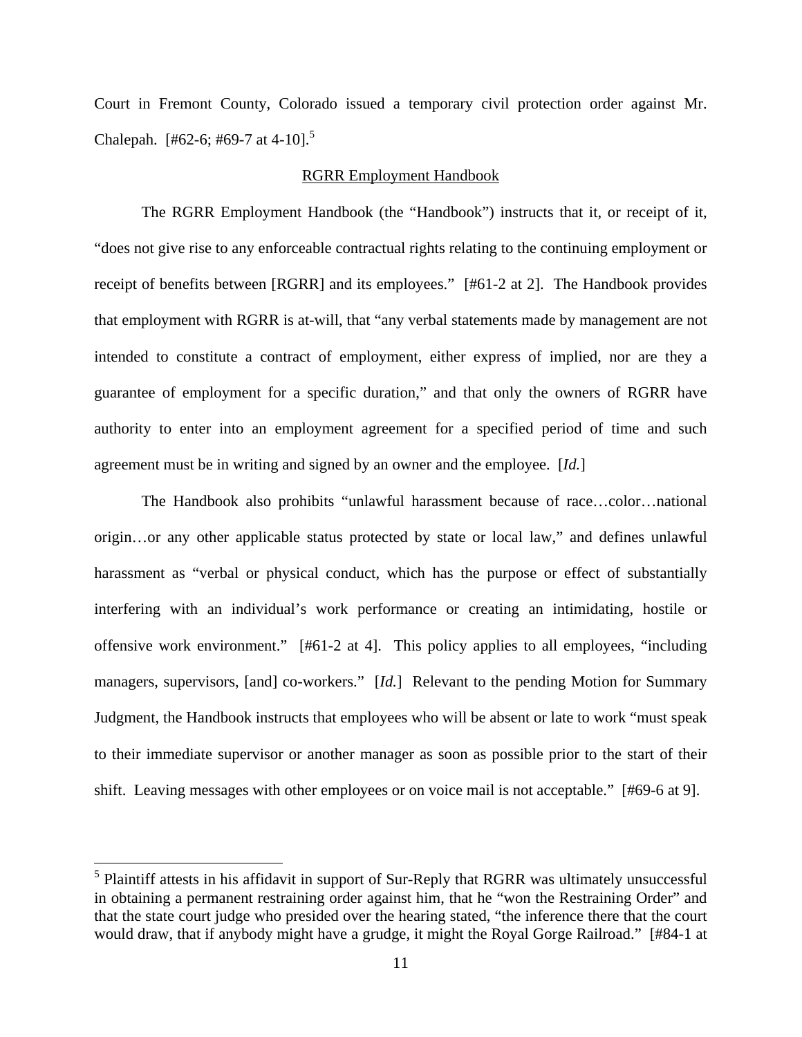Court in Fremont County, Colorado issued a temporary civil protection order against Mr. Chalepah. [#62-6; #69-7 at 4-10].[5]

## RGRR Employment Handbook

The RGRR Employment Handbook (the "Handbook") instructs that it, or receipt of it, "does not give rise to any enforceable contractual rights relating to the continuing employment or receipt of benefits between [RGRR] and its employees." [#61-2 at 2]. The Handbook provides that employment with RGRR is at-will, that "any verbal statements made by management are not intended to constitute a contract of employment, either express of implied, nor are they a guarantee of employment for a specific duration," and that only the owners of RGRR have authority to enter into an employment agreement for a specified period of time and such agreement must be in writing and signed by an owner and the employee. [*Id.*]

The Handbook also prohibits "unlawful harassment because of race…color…national origin…or any other applicable status protected by state or local law," and defines unlawful harassment as "verbal or physical conduct, which has the purpose or effect of substantially interfering with an individual's work performance or creating an intimidating, hostile or offensive work environment." [#61-2 at 4]. This policy applies to all employees, "including managers, supervisors, [and] co-workers." [*Id.*] Relevant to the pending Motion for Summary Judgment, the Handbook instructs that employees who will be absent or late to work "must speak to their immediate supervisor or another manager as soon as possible prior to the start of their shift. Leaving messages with other employees or on voice mail is not acceptable." [#69-6 at 9].

---

[5] Plaintiff attests in his affidavit in support of Sur-Reply that RGRR was ultimately unsuccessful in obtaining a permanent restraining order against him, that he "won the Restraining Order" and that the state court judge who presided over the hearing stated, "the inference there that the court would draw, that if anybody might have a grudge, it might the Royal Gorge Railroad." [#84-1 at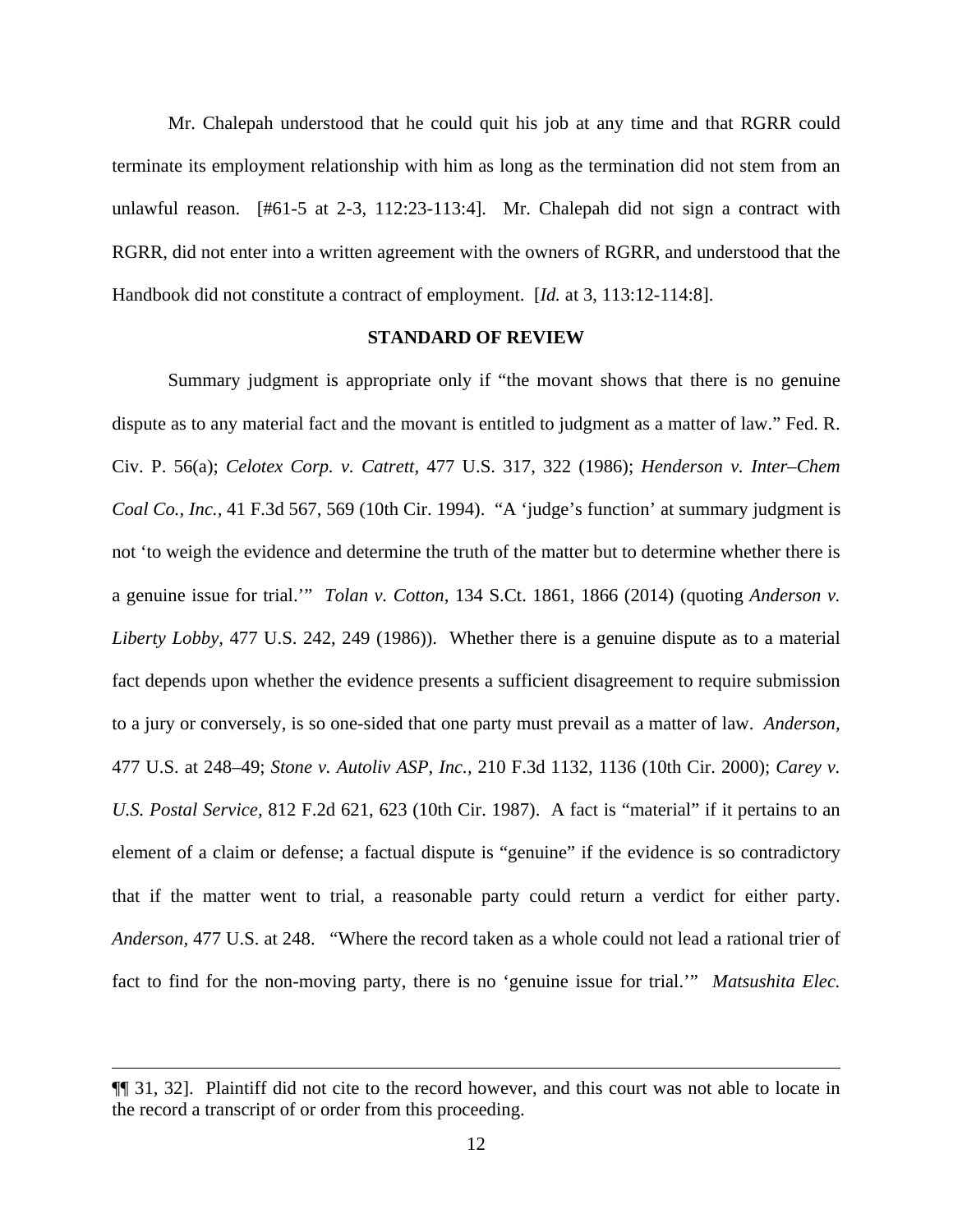Mr. Chalepah understood that he could quit his job at any time and that RGRR could terminate its employment relationship with him as long as the termination did not stem from an unlawful reason. [#61-5 at 2-3, 112:23-113:4]. Mr. Chalepah did not sign a contract with RGRR, did not enter into a written agreement with the owners of RGRR, and understood that the Handbook did not constitute a contract of employment. [*Id.* at 3, 113:12-114:8].

**STANDARD OF REVIEW**

Summary judgment is appropriate only if "the movant shows that there is no genuine dispute as to any material fact and the movant is entitled to judgment as a matter of law." Fed. R. Civ. P. 56(a); *Celotex Corp. v. Catrett,* 477 U.S. 317, 322 (1986); *Henderson v. Inter–Chem Coal Co., Inc.,* 41 F.3d 567, 569 (10th Cir. 1994). "A 'judge's function' at summary judgment is not 'to weigh the evidence and determine the truth of the matter but to determine whether there is a genuine issue for trial.'" *Tolan v. Cotton*, 134 S.Ct. 1861, 1866 (2014) (quoting *Anderson v. Liberty Lobby,* 477 U.S. 242, 249 (1986)). Whether there is a genuine dispute as to a material fact depends upon whether the evidence presents a sufficient disagreement to require submission to a jury or conversely, is so one-sided that one party must prevail as a matter of law. *Anderson,* 477 U.S. at 248–49; *Stone v. Autoliv ASP, Inc.,* 210 F.3d 1132, 1136 (10th Cir. 2000); *Carey v. U.S. Postal Service,* 812 F.2d 621, 623 (10th Cir. 1987). A fact is "material" if it pertains to an element of a claim or defense; a factual dispute is "genuine" if the evidence is so contradictory that if the matter went to trial, a reasonable party could return a verdict for either party. *Anderson,* 477 U.S. at 248. "Where the record taken as a whole could not lead a rational trier of fact to find for the non-moving party, there is no 'genuine issue for trial.'" *Matsushita Elec.*

---

¶¶ 31, 32]. Plaintiff did not cite to the record however, and this court was not able to locate in the record a transcript of or order from this proceeding.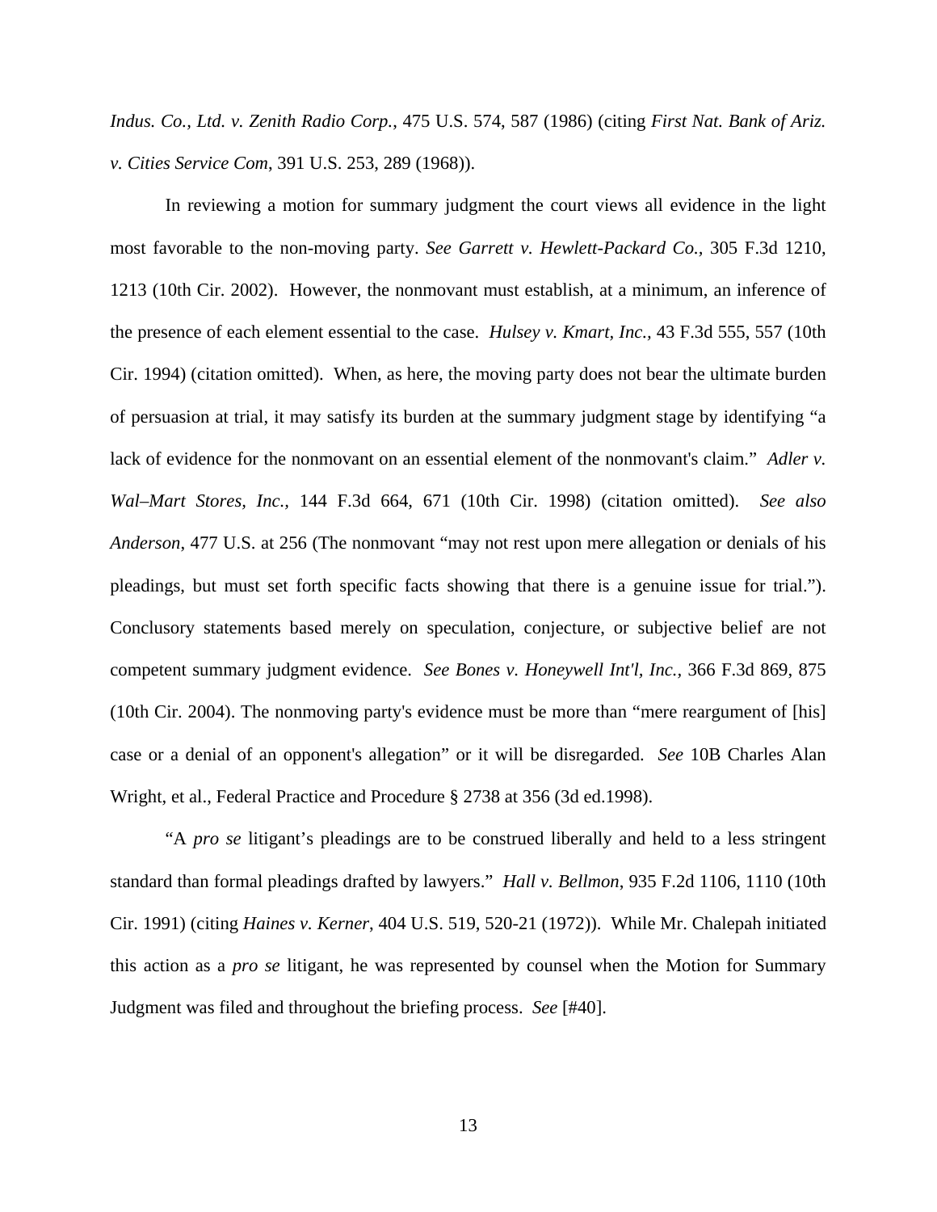*Indus. Co., Ltd. v. Zenith Radio Corp.*, 475 U.S. 574, 587 (1986) (citing *First Nat. Bank of Ariz. v. Cities Service Com*, 391 U.S. 253, 289 (1968)).

In reviewing a motion for summary judgment the court views all evidence in the light most favorable to the non-moving party. *See Garrett v. Hewlett-Packard Co.*, 305 F.3d 1210, 1213 (10th Cir. 2002). However, the nonmovant must establish, at a minimum, an inference of the presence of each element essential to the case. *Hulsey v. Kmart, Inc.*, 43 F.3d 555, 557 (10th Cir. 1994) (citation omitted). When, as here, the moving party does not bear the ultimate burden of persuasion at trial, it may satisfy its burden at the summary judgment stage by identifying "a lack of evidence for the nonmovant on an essential element of the nonmovant's claim." *Adler v. Wal–Mart Stores, Inc.*, 144 F.3d 664, 671 (10th Cir. 1998) (citation omitted). *See also Anderson*, 477 U.S. at 256 (The nonmovant "may not rest upon mere allegation or denials of his pleadings, but must set forth specific facts showing that there is a genuine issue for trial."). Conclusory statements based merely on speculation, conjecture, or subjective belief are not competent summary judgment evidence. *See Bones v. Honeywell Int'l, Inc.*, 366 F.3d 869, 875 (10th Cir. 2004). The nonmoving party's evidence must be more than "mere reargument of [his] case or a denial of an opponent's allegation" or it will be disregarded. *See* 10B Charles Alan Wright, et al., Federal Practice and Procedure § 2738 at 356 (3d ed.1998).

"A *pro se* litigant's pleadings are to be construed liberally and held to a less stringent standard than formal pleadings drafted by lawyers." *Hall v. Bellmon*, 935 F.2d 1106, 1110 (10th Cir. 1991) (citing *Haines v. Kerner*, 404 U.S. 519, 520-21 (1972)). While Mr. Chalepah initiated this action as a *pro se* litigant, he was represented by counsel when the Motion for Summary Judgment was filed and throughout the briefing process. *See* [#40].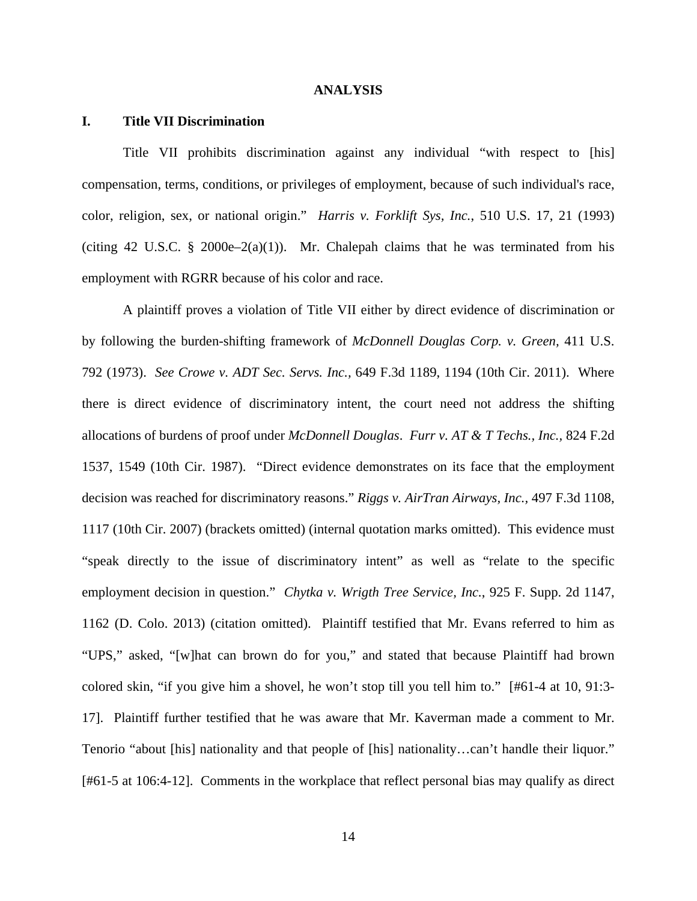# ANALYSIS

## I. Title VII Discrimination

Title VII prohibits discrimination against any individual "with respect to [his] compensation, terms, conditions, or privileges of employment, because of such individual's race, color, religion, sex, or national origin." *Harris v. Forklift Sys, Inc.*, 510 U.S. 17, 21 (1993) (citing 42 U.S.C. § 2000e–2(a)(1)). Mr. Chalepah claims that he was terminated from his employment with RGRR because of his color and race.

A plaintiff proves a violation of Title VII either by direct evidence of discrimination or by following the burden-shifting framework of *McDonnell Douglas Corp. v. Green,* 411 U.S. 792 (1973). *See Crowe v. ADT Sec. Servs. Inc.*, 649 F.3d 1189, 1194 (10th Cir. 2011). Where there is direct evidence of discriminatory intent, the court need not address the shifting allocations of burdens of proof under *McDonnell Douglas*. *Furr v. AT & T Techs., Inc.,* 824 F.2d 1537, 1549 (10th Cir. 1987). "Direct evidence demonstrates on its face that the employment decision was reached for discriminatory reasons." *Riggs v. AirTran Airways, Inc.*, 497 F.3d 1108, 1117 (10th Cir. 2007) (brackets omitted) (internal quotation marks omitted). This evidence must "speak directly to the issue of discriminatory intent" as well as "relate to the specific employment decision in question." *Chytka v. Wrigth Tree Service, Inc.*, 925 F. Supp. 2d 1147, 1162 (D. Colo. 2013) (citation omitted). Plaintiff testified that Mr. Evans referred to him as "UPS," asked, "[w]hat can brown do for you," and stated that because Plaintiff had brown colored skin, "if you give him a shovel, he won't stop till you tell him to." [#61-4 at 10, 91:3-17]. Plaintiff further testified that he was aware that Mr. Kaverman made a comment to Mr. Tenorio "about [his] nationality and that people of [his] nationality…can't handle their liquor." [#61-5 at 106:4-12]. Comments in the workplace that reflect personal bias may qualify as direct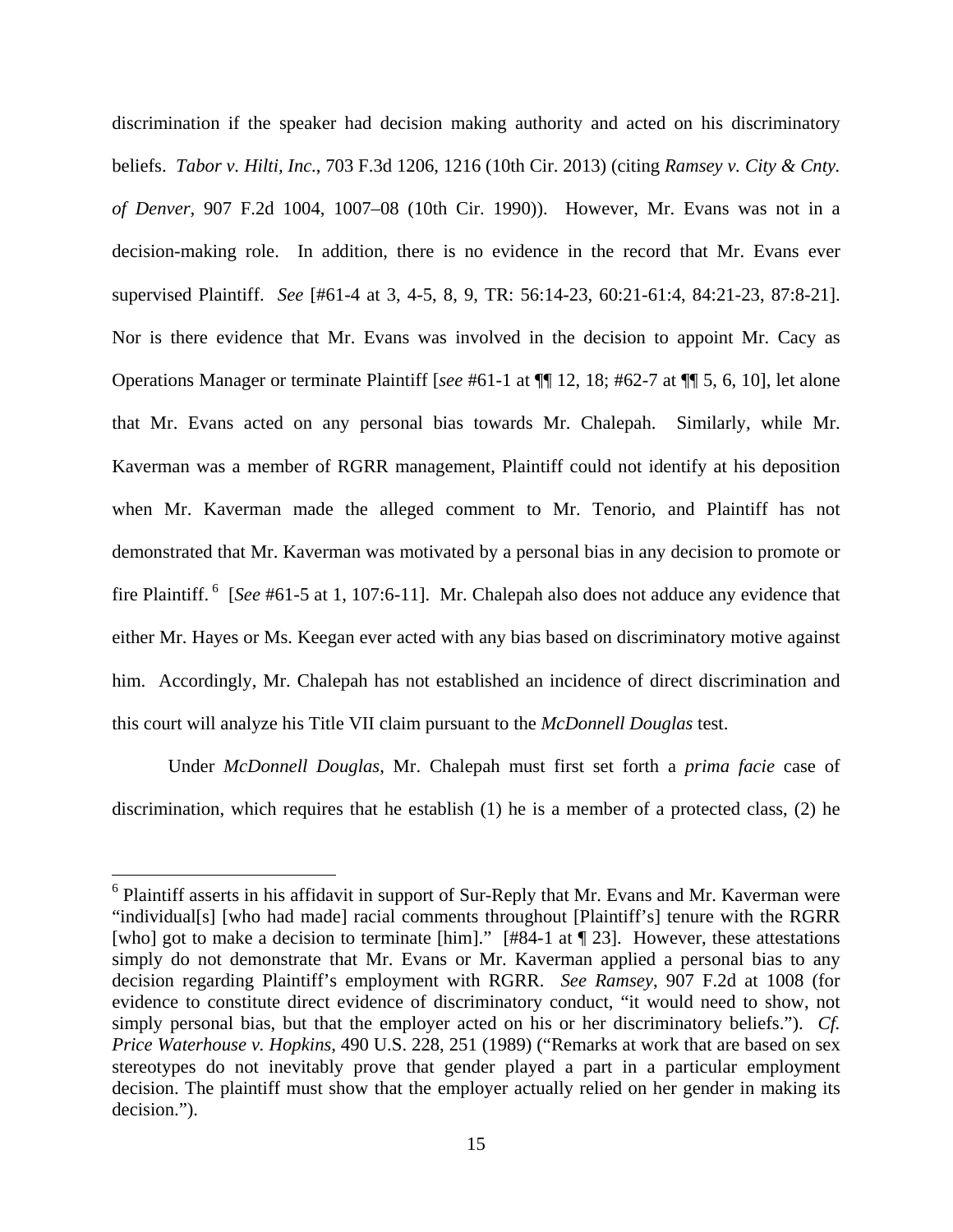discrimination if the speaker had decision making authority and acted on his discriminatory beliefs. *Tabor v. Hilti, Inc.*, 703 F.3d 1206, 1216 (10th Cir. 2013) (citing *Ramsey v. City & Cnty. of Denver*, 907 F.2d 1004, 1007–08 (10th Cir. 1990)). However, Mr. Evans was not in a decision-making role. In addition, there is no evidence in the record that Mr. Evans ever supervised Plaintiff. *See* [#61-4 at 3, 4-5, 8, 9, TR: 56:14-23, 60:21-61:4, 84:21-23, 87:8-21]. Nor is there evidence that Mr. Evans was involved in the decision to appoint Mr. Cacy as Operations Manager or terminate Plaintiff [*see* #61-1 at ¶¶ 12, 18; #62-7 at ¶¶ 5, 6, 10], let alone that Mr. Evans acted on any personal bias towards Mr. Chalepah. Similarly, while Mr. Kaverman was a member of RGRR management, Plaintiff could not identify at his deposition when Mr. Kaverman made the alleged comment to Mr. Tenorio, and Plaintiff has not demonstrated that Mr. Kaverman was motivated by a personal bias in any decision to promote or fire Plaintiff.[6] [*See* #61-5 at 1, 107:6-11]. Mr. Chalepah also does not adduce any evidence that either Mr. Hayes or Ms. Keegan ever acted with any bias based on discriminatory motive against him. Accordingly, Mr. Chalepah has not established an incidence of direct discrimination and this court will analyze his Title VII claim pursuant to the *McDonnell Douglas* test.

Under *McDonnell Douglas*, Mr. Chalepah must first set forth a *prima facie* case of discrimination, which requires that he establish (1) he is a member of a protected class, (2) he

---

[6] Plaintiff asserts in his affidavit in support of Sur-Reply that Mr. Evans and Mr. Kaverman were "individual[s] [who had made] racial comments throughout [Plaintiff's] tenure with the RGRR [who] got to make a decision to terminate [him]." [#84-1 at ¶ 23]. However, these attestations simply do not demonstrate that Mr. Evans or Mr. Kaverman applied a personal bias to any decision regarding Plaintiff's employment with RGRR. *See Ramsey*, 907 F.2d at 1008 (for evidence to constitute direct evidence of discriminatory conduct, "it would need to show, not simply personal bias, but that the employer acted on his or her discriminatory beliefs."). *Cf. Price Waterhouse v. Hopkins*, 490 U.S. 228, 251 (1989) ("Remarks at work that are based on sex stereotypes do not inevitably prove that gender played a part in a particular employment decision. The plaintiff must show that the employer actually relied on her gender in making its decision.").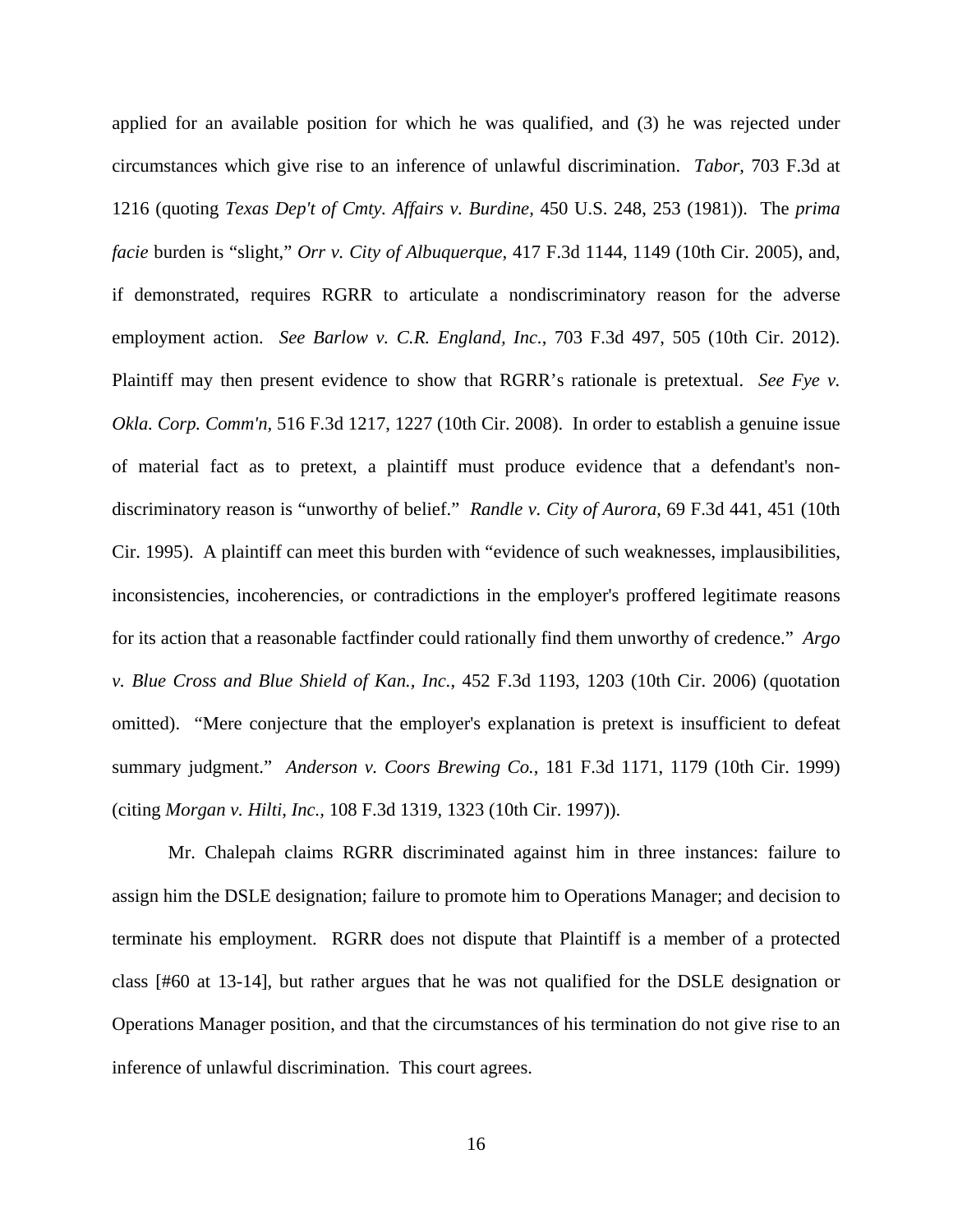applied for an available position for which he was qualified, and (3) he was rejected under circumstances which give rise to an inference of unlawful discrimination. *Tabor*, 703 F.3d at 1216 (quoting *Texas Dep't of Cmty. Affairs v. Burdine*, 450 U.S. 248, 253 (1981)). The *prima facie* burden is "slight," *Orr v. City of Albuquerque,* 417 F.3d 1144, 1149 (10th Cir. 2005), and, if demonstrated, requires RGRR to articulate a nondiscriminatory reason for the adverse employment action. *See Barlow v. C.R. England, Inc.*, 703 F.3d 497, 505 (10th Cir. 2012). Plaintiff may then present evidence to show that RGRR's rationale is pretextual. *See Fye v. Okla. Corp. Comm'n,* 516 F.3d 1217, 1227 (10th Cir. 2008). In order to establish a genuine issue of material fact as to pretext, a plaintiff must produce evidence that a defendant's non-discriminatory reason is "unworthy of belief." *Randle v. City of Aurora*, 69 F.3d 441, 451 (10th Cir. 1995). A plaintiff can meet this burden with "evidence of such weaknesses, implausibilities, inconsistencies, incoherencies, or contradictions in the employer's proffered legitimate reasons for its action that a reasonable factfinder could rationally find them unworthy of credence." *Argo v. Blue Cross and Blue Shield of Kan., Inc.*, 452 F.3d 1193, 1203 (10th Cir. 2006) (quotation omitted). "Mere conjecture that the employer's explanation is pretext is insufficient to defeat summary judgment." *Anderson v. Coors Brewing Co.*, 181 F.3d 1171, 1179 (10th Cir. 1999) (citing *Morgan v. Hilti, Inc.,* 108 F.3d 1319, 1323 (10th Cir. 1997)).

Mr. Chalepah claims RGRR discriminated against him in three instances: failure to assign him the DSLE designation; failure to promote him to Operations Manager; and decision to terminate his employment. RGRR does not dispute that Plaintiff is a member of a protected class [#60 at 13-14], but rather argues that he was not qualified for the DSLE designation or Operations Manager position, and that the circumstances of his termination do not give rise to an inference of unlawful discrimination. This court agrees.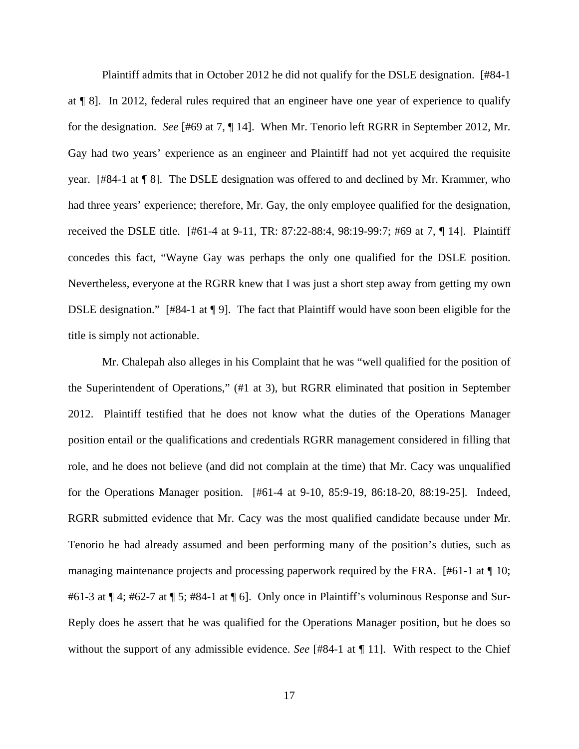Plaintiff admits that in October 2012 he did not qualify for the DSLE designation. [#84-1 at ¶ 8]. In 2012, federal rules required that an engineer have one year of experience to qualify for the designation. *See* [#69 at 7, ¶ 14]. When Mr. Tenorio left RGRR in September 2012, Mr. Gay had two years' experience as an engineer and Plaintiff had not yet acquired the requisite year. [#84-1 at ¶ 8]. The DSLE designation was offered to and declined by Mr. Krammer, who had three years' experience; therefore, Mr. Gay, the only employee qualified for the designation, received the DSLE title. [#61-4 at 9-11, TR: 87:22-88:4, 98:19-99:7; #69 at 7, ¶ 14]. Plaintiff concedes this fact, "Wayne Gay was perhaps the only one qualified for the DSLE position. Nevertheless, everyone at the RGRR knew that I was just a short step away from getting my own DSLE designation." [#84-1 at ¶ 9]. The fact that Plaintiff would have soon been eligible for the title is simply not actionable.

Mr. Chalepah also alleges in his Complaint that he was "well qualified for the position of the Superintendent of Operations," (#1 at 3), but RGRR eliminated that position in September 2012. Plaintiff testified that he does not know what the duties of the Operations Manager position entail or the qualifications and credentials RGRR management considered in filling that role, and he does not believe (and did not complain at the time) that Mr. Cacy was unqualified for the Operations Manager position. [#61-4 at 9-10, 85:9-19, 86:18-20, 88:19-25]. Indeed, RGRR submitted evidence that Mr. Cacy was the most qualified candidate because under Mr. Tenorio he had already assumed and been performing many of the position's duties, such as managing maintenance projects and processing paperwork required by the FRA. [#61-1 at ¶ 10; #61-3 at ¶ 4; #62-7 at ¶ 5; #84-1 at ¶ 6]. Only once in Plaintiff's voluminous Response and Sur-Reply does he assert that he was qualified for the Operations Manager position, but he does so without the support of any admissible evidence. *See* [#84-1 at ¶ 11]. With respect to the Chief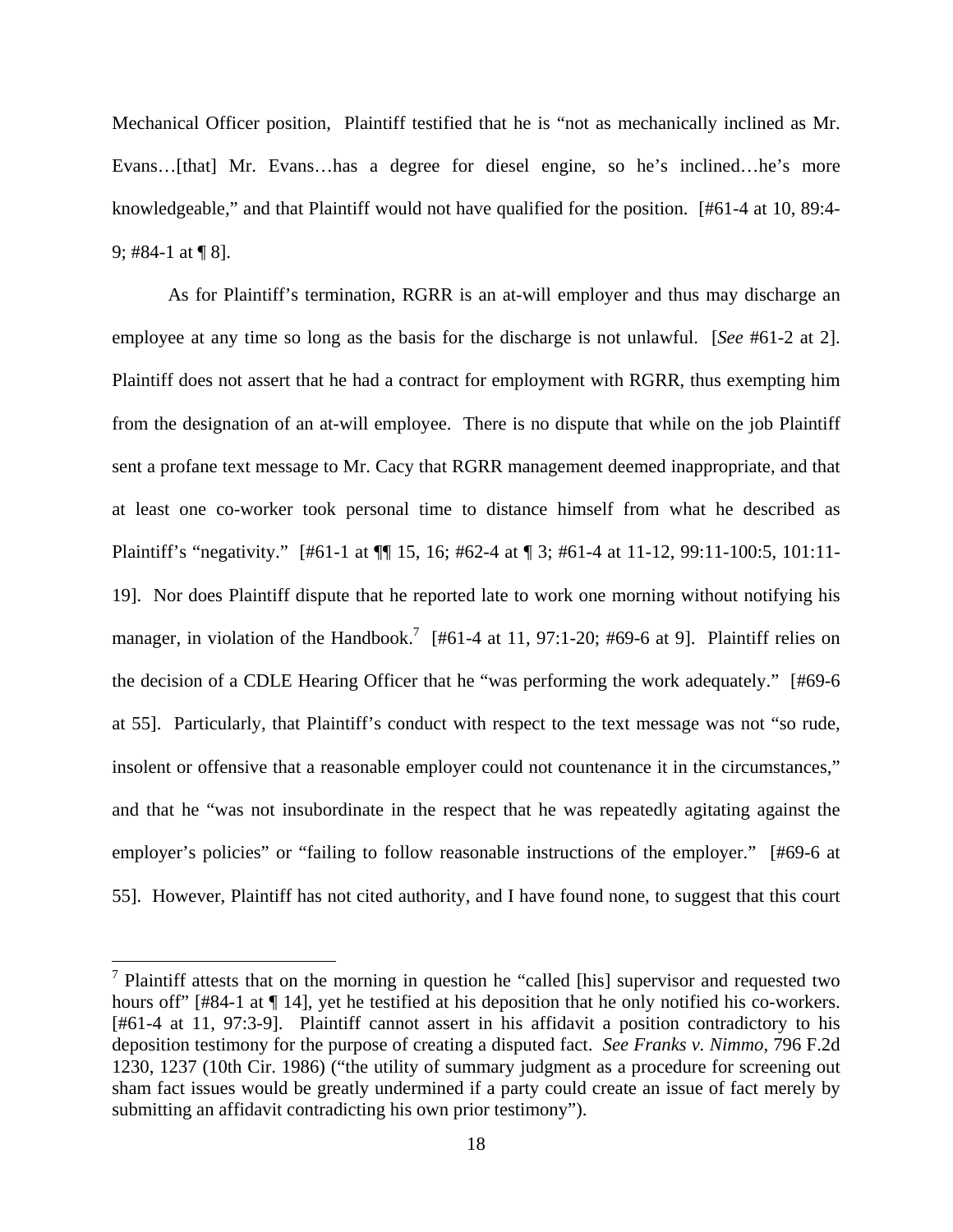Mechanical Officer position, Plaintiff testified that he is "not as mechanically inclined as Mr. Evans…[that] Mr. Evans…has a degree for diesel engine, so he's inclined…he's more knowledgeable," and that Plaintiff would not have qualified for the position. [#61-4 at 10, 89:4-9; #84-1 at ¶ 8].

As for Plaintiff's termination, RGRR is an at-will employer and thus may discharge an employee at any time so long as the basis for the discharge is not unlawful. [*See* #61-2 at 2]. Plaintiff does not assert that he had a contract for employment with RGRR, thus exempting him from the designation of an at-will employee. There is no dispute that while on the job Plaintiff sent a profane text message to Mr. Cacy that RGRR management deemed inappropriate, and that at least one co-worker took personal time to distance himself from what he described as Plaintiff's "negativity." [#61-1 at ¶¶ 15, 16; #62-4 at ¶ 3; #61-4 at 11-12, 99:11-100:5, 101:11-19]. Nor does Plaintiff dispute that he reported late to work one morning without notifying his manager, in violation of the Handbook.[7] [#61-4 at 11, 97:1-20; #69-6 at 9]. Plaintiff relies on the decision of a CDLE Hearing Officer that he "was performing the work adequately." [#69-6 at 55]. Particularly, that Plaintiff's conduct with respect to the text message was not "so rude, insolent or offensive that a reasonable employer could not countenance it in the circumstances," and that he "was not insubordinate in the respect that he was repeatedly agitating against the employer's policies" or "failing to follow reasonable instructions of the employer." [#69-6 at 55]. However, Plaintiff has not cited authority, and I have found none, to suggest that this court

[7] Plaintiff attests that on the morning in question he "called [his] supervisor and requested two hours off" [#84-1 at ¶ 14], yet he testified at his deposition that he only notified his co-workers. [#61-4 at 11, 97:3-9]. Plaintiff cannot assert in his affidavit a position contradictory to his deposition testimony for the purpose of creating a disputed fact. *See Franks v. Nimmo*, 796 F.2d 1230, 1237 (10th Cir. 1986) ("the utility of summary judgment as a procedure for screening out sham fact issues would be greatly undermined if a party could create an issue of fact merely by submitting an affidavit contradicting his own prior testimony").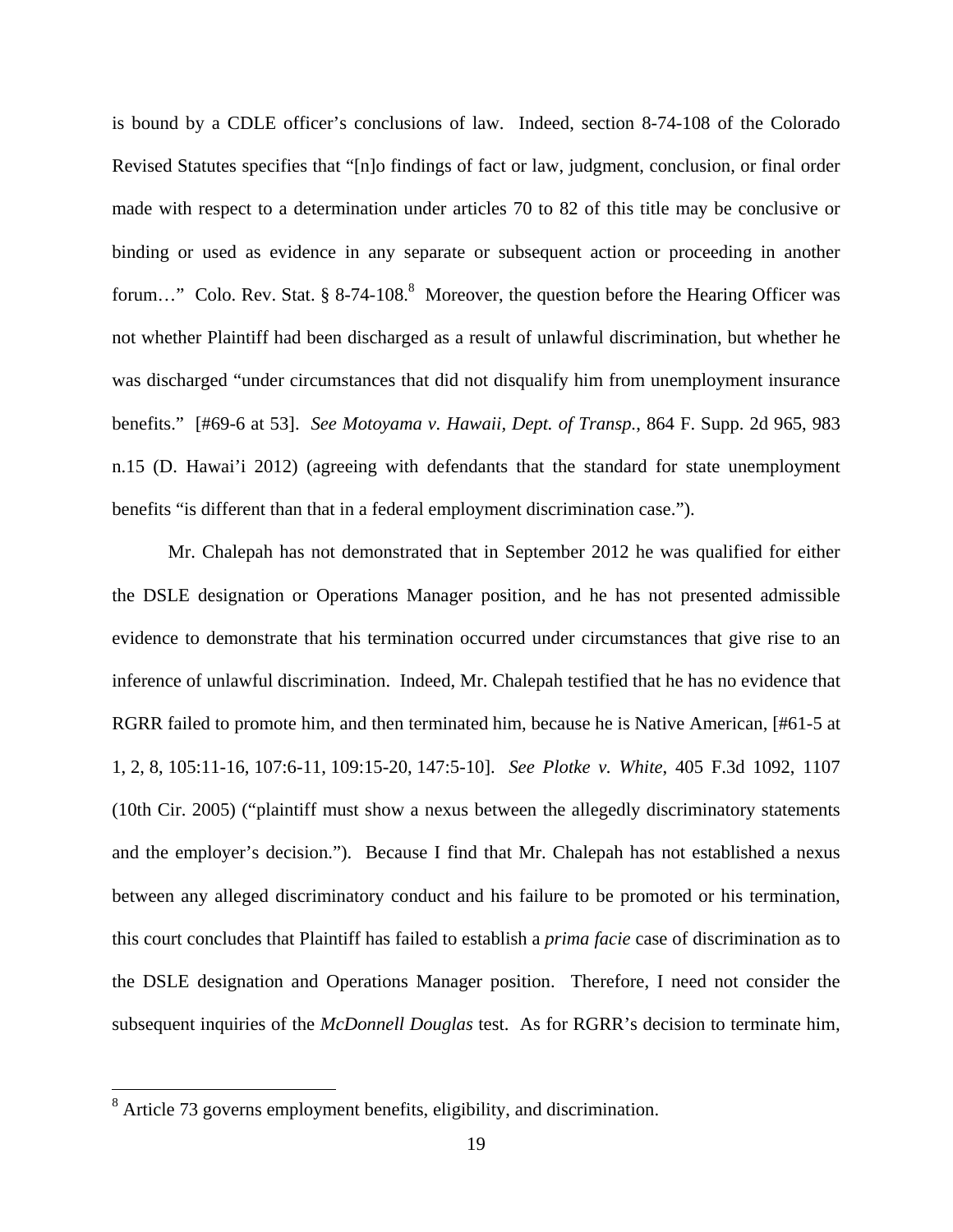is bound by a CDLE officer's conclusions of law. Indeed, section 8-74-108 of the Colorado Revised Statutes specifies that "[n]o findings of fact or law, judgment, conclusion, or final order made with respect to a determination under articles 70 to 82 of this title may be conclusive or binding or used as evidence in any separate or subsequent action or proceeding in another forum…" Colo. Rev. Stat. § 8-74-108.[8] Moreover, the question before the Hearing Officer was not whether Plaintiff had been discharged as a result of unlawful discrimination, but whether he was discharged "under circumstances that did not disqualify him from unemployment insurance benefits." [#69-6 at 53]. *See Motoyama v. Hawaii, Dept. of Transp.*, 864 F. Supp. 2d 965, 983 n.15 (D. Hawai'i 2012) (agreeing with defendants that the standard for state unemployment benefits "is different than that in a federal employment discrimination case.").

Mr. Chalepah has not demonstrated that in September 2012 he was qualified for either the DSLE designation or Operations Manager position, and he has not presented admissible evidence to demonstrate that his termination occurred under circumstances that give rise to an inference of unlawful discrimination. Indeed, Mr. Chalepah testified that he has no evidence that RGRR failed to promote him, and then terminated him, because he is Native American, [#61-5 at 1, 2, 8, 105:11-16, 107:6-11, 109:15-20, 147:5-10]. *See Plotke v. White*, 405 F.3d 1092, 1107 (10th Cir. 2005) ("plaintiff must show a nexus between the allegedly discriminatory statements and the employer's decision."). Because I find that Mr. Chalepah has not established a nexus between any alleged discriminatory conduct and his failure to be promoted or his termination, this court concludes that Plaintiff has failed to establish a *prima facie* case of discrimination as to the DSLE designation and Operations Manager position. Therefore, I need not consider the subsequent inquiries of the *McDonnell Douglas* test. As for RGRR's decision to terminate him,

[8] Article 73 governs employment benefits, eligibility, and discrimination.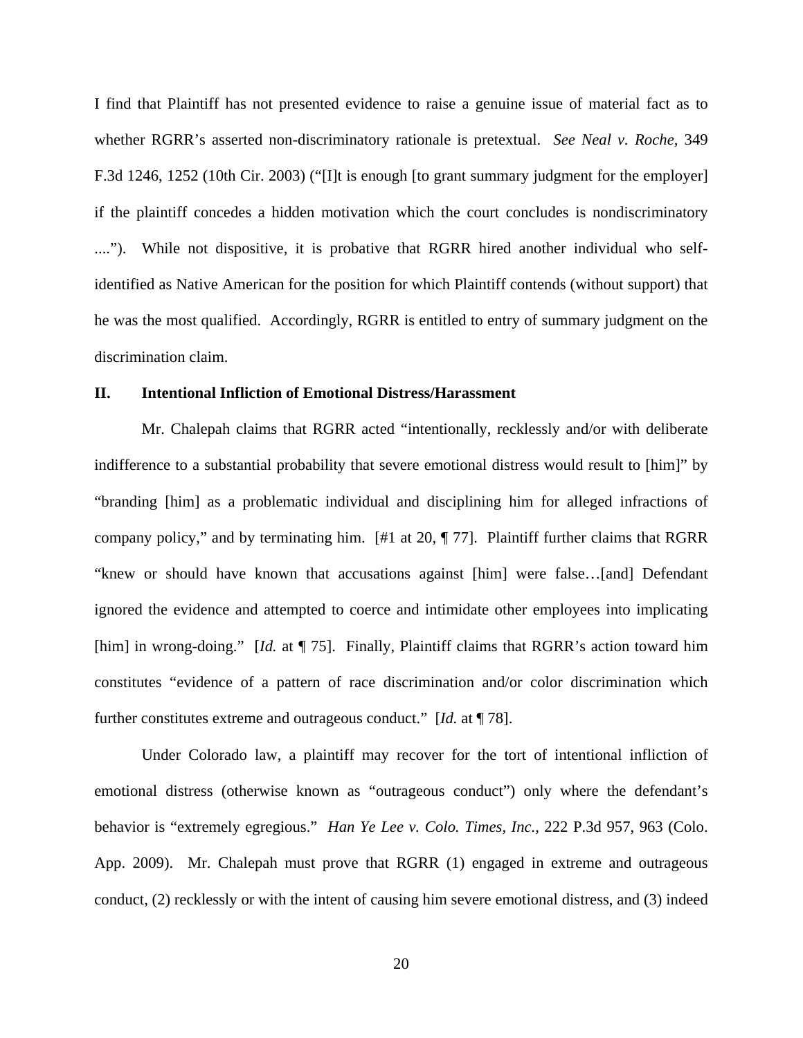I find that Plaintiff has not presented evidence to raise a genuine issue of material fact as to whether RGRR's asserted non-discriminatory rationale is pretextual. *See Neal v. Roche*, 349 F.3d 1246, 1252 (10th Cir. 2003) ("[I]t is enough [to grant summary judgment for the employer] if the plaintiff concedes a hidden motivation which the court concludes is nondiscriminatory ...."). While not dispositive, it is probative that RGRR hired another individual who self-identified as Native American for the position for which Plaintiff contends (without support) that he was the most qualified. Accordingly, RGRR is entitled to entry of summary judgment on the discrimination claim.

## II. Intentional Infliction of Emotional Distress/Harassment

Mr. Chalepah claims that RGRR acted "intentionally, recklessly and/or with deliberate indifference to a substantial probability that severe emotional distress would result to [him]" by "branding [him] as a problematic individual and disciplining him for alleged infractions of company policy," and by terminating him. [#1 at 20, ¶ 77]. Plaintiff further claims that RGRR "knew or should have known that accusations against [him] were false…[and] Defendant ignored the evidence and attempted to coerce and intimidate other employees into implicating [him] in wrong-doing." [*Id.* at ¶ 75]. Finally, Plaintiff claims that RGRR's action toward him constitutes "evidence of a pattern of race discrimination and/or color discrimination which further constitutes extreme and outrageous conduct." [*Id.* at ¶ 78].

Under Colorado law, a plaintiff may recover for the tort of intentional infliction of emotional distress (otherwise known as "outrageous conduct") only where the defendant's behavior is "extremely egregious." *Han Ye Lee v. Colo. Times, Inc.*, 222 P.3d 957, 963 (Colo. App. 2009). Mr. Chalepah must prove that RGRR (1) engaged in extreme and outrageous conduct, (2) recklessly or with the intent of causing him severe emotional distress, and (3) indeed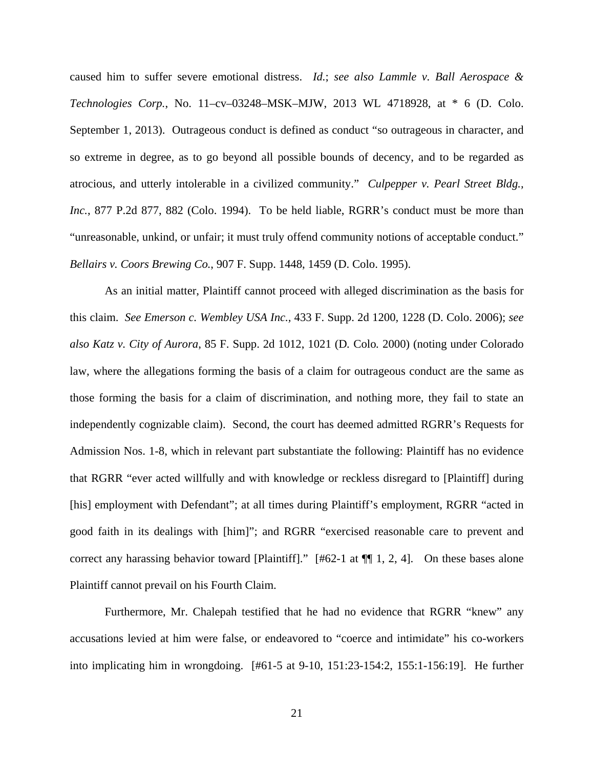caused him to suffer severe emotional distress. *Id.*; *see also Lammle v. Ball Aerospace & Technologies Corp.*, No. 11–cv–03248–MSK–MJW, 2013 WL 4718928, at * 6 (D. Colo. September 1, 2013). Outrageous conduct is defined as conduct "so outrageous in character, and so extreme in degree, as to go beyond all possible bounds of decency, and to be regarded as atrocious, and utterly intolerable in a civilized community." *Culpepper v. Pearl Street Bldg., Inc.*, 877 P.2d 877, 882 (Colo. 1994). To be held liable, RGRR's conduct must be more than "unreasonable, unkind, or unfair; it must truly offend community notions of acceptable conduct." *Bellairs v. Coors Brewing Co.*, 907 F. Supp. 1448, 1459 (D. Colo. 1995).

As an initial matter, Plaintiff cannot proceed with alleged discrimination as the basis for this claim. *See Emerson c. Wembley USA Inc.*, 433 F. Supp. 2d 1200, 1228 (D. Colo. 2006); *see also Katz v. City of Aurora*, 85 F. Supp. 2d 1012, 1021 (D. Colo. 2000) (noting under Colorado law, where the allegations forming the basis of a claim for outrageous conduct are the same as those forming the basis for a claim of discrimination, and nothing more, they fail to state an independently cognizable claim). Second, the court has deemed admitted RGRR's Requests for Admission Nos. 1-8, which in relevant part substantiate the following: Plaintiff has no evidence that RGRR "ever acted willfully and with knowledge or reckless disregard to [Plaintiff] during [his] employment with Defendant"; at all times during Plaintiff's employment, RGRR "acted in good faith in its dealings with [him]"; and RGRR "exercised reasonable care to prevent and correct any harassing behavior toward [Plaintiff]." [#62-1 at ¶¶ 1, 2, 4]. On these bases alone Plaintiff cannot prevail on his Fourth Claim.

Furthermore, Mr. Chalepah testified that he had no evidence that RGRR "knew" any accusations levied at him were false, or endeavored to "coerce and intimidate" his co-workers into implicating him in wrongdoing. [#61-5 at 9-10, 151:23-154:2, 155:1-156:19]. He further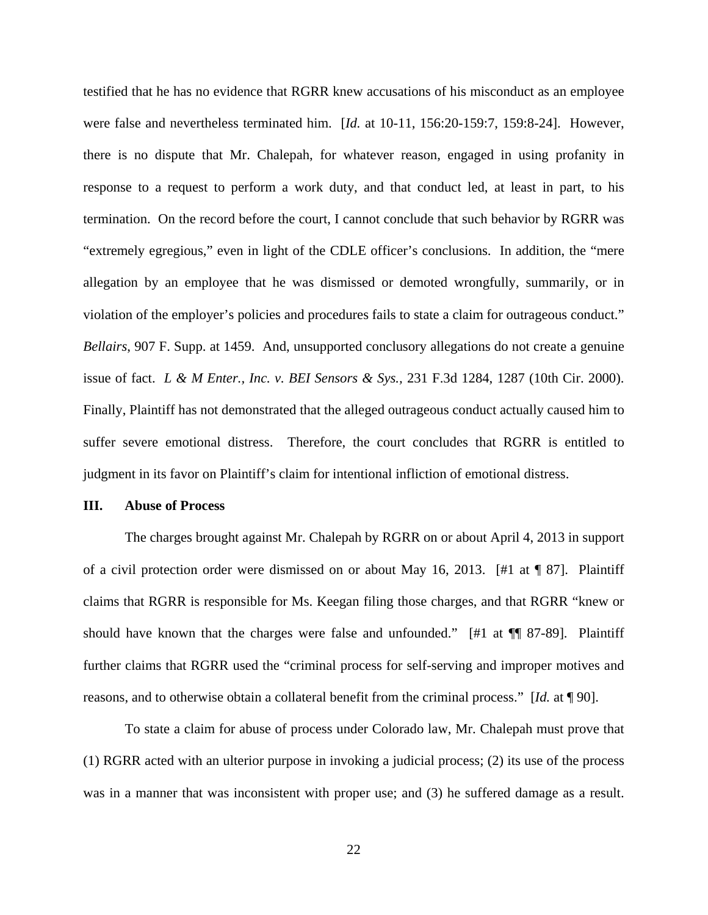testified that he has no evidence that RGRR knew accusations of his misconduct as an employee were false and nevertheless terminated him. [*Id.* at 10-11, 156:20-159:7, 159:8-24]. However, there is no dispute that Mr. Chalepah, for whatever reason, engaged in using profanity in response to a request to perform a work duty, and that conduct led, at least in part, to his termination. On the record before the court, I cannot conclude that such behavior by RGRR was "extremely egregious," even in light of the CDLE officer's conclusions. In addition, the "mere allegation by an employee that he was dismissed or demoted wrongfully, summarily, or in violation of the employer's policies and procedures fails to state a claim for outrageous conduct." *Bellairs*, 907 F. Supp. at 1459. And, unsupported conclusory allegations do not create a genuine issue of fact. *L & M Enter., Inc. v. BEI Sensors & Sys.*, 231 F.3d 1284, 1287 (10th Cir. 2000). Finally, Plaintiff has not demonstrated that the alleged outrageous conduct actually caused him to suffer severe emotional distress. Therefore, the court concludes that RGRR is entitled to judgment in its favor on Plaintiff's claim for intentional infliction of emotional distress.

## III. Abuse of Process

The charges brought against Mr. Chalepah by RGRR on or about April 4, 2013 in support of a civil protection order were dismissed on or about May 16, 2013. [#1 at ¶ 87]. Plaintiff claims that RGRR is responsible for Ms. Keegan filing those charges, and that RGRR "knew or should have known that the charges were false and unfounded." [#1 at ¶¶ 87-89]. Plaintiff further claims that RGRR used the "criminal process for self-serving and improper motives and reasons, and to otherwise obtain a collateral benefit from the criminal process." [*Id.* at ¶ 90].

To state a claim for abuse of process under Colorado law, Mr. Chalepah must prove that (1) RGRR acted with an ulterior purpose in invoking a judicial process; (2) its use of the process was in a manner that was inconsistent with proper use; and (3) he suffered damage as a result.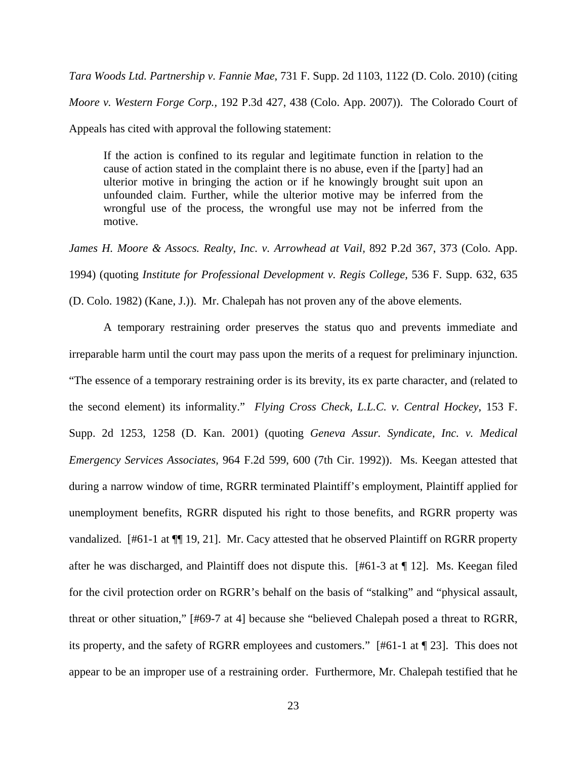*Tara Woods Ltd. Partnership v. Fannie Mae*, 731 F. Supp. 2d 1103, 1122 (D. Colo. 2010) (citing *Moore v. Western Forge Corp.,* 192 P.3d 427, 438 (Colo. App. 2007)). The Colorado Court of Appeals has cited with approval the following statement:

> If the action is confined to its regular and legitimate function in relation to the cause of action stated in the complaint there is no abuse, even if the [party] had an ulterior motive in bringing the action or if he knowingly brought suit upon an unfounded claim. Further, while the ulterior motive may be inferred from the wrongful use of the process, the wrongful use may not be inferred from the motive.

*James H. Moore & Assocs. Realty, Inc. v. Arrowhead at Vail,* 892 P.2d 367, 373 (Colo. App. 1994) (quoting *Institute for Professional Development v. Regis College,* 536 F. Supp. 632, 635 (D. Colo. 1982) (Kane, J.)). Mr. Chalepah has not proven any of the above elements.

A temporary restraining order preserves the status quo and prevents immediate and irreparable harm until the court may pass upon the merits of a request for preliminary injunction. "The essence of a temporary restraining order is its brevity, its ex parte character, and (related to the second element) its informality." *Flying Cross Check, L.L.C. v. Central Hockey,* 153 F. Supp. 2d 1253, 1258 (D. Kan. 2001) (quoting *Geneva Assur. Syndicate, Inc. v. Medical Emergency Services Associates,* 964 F.2d 599, 600 (7th Cir. 1992)). Ms. Keegan attested that during a narrow window of time, RGRR terminated Plaintiff's employment, Plaintiff applied for unemployment benefits, RGRR disputed his right to those benefits, and RGRR property was vandalized. [#61-1 at ¶¶ 19, 21]. Mr. Cacy attested that he observed Plaintiff on RGRR property after he was discharged, and Plaintiff does not dispute this. [#61-3 at ¶ 12]. Ms. Keegan filed for the civil protection order on RGRR's behalf on the basis of "stalking" and "physical assault, threat or other situation," [#69-7 at 4] because she "believed Chalepah posed a threat to RGRR, its property, and the safety of RGRR employees and customers." [#61-1 at ¶ 23]. This does not appear to be an improper use of a restraining order. Furthermore, Mr. Chalepah testified that he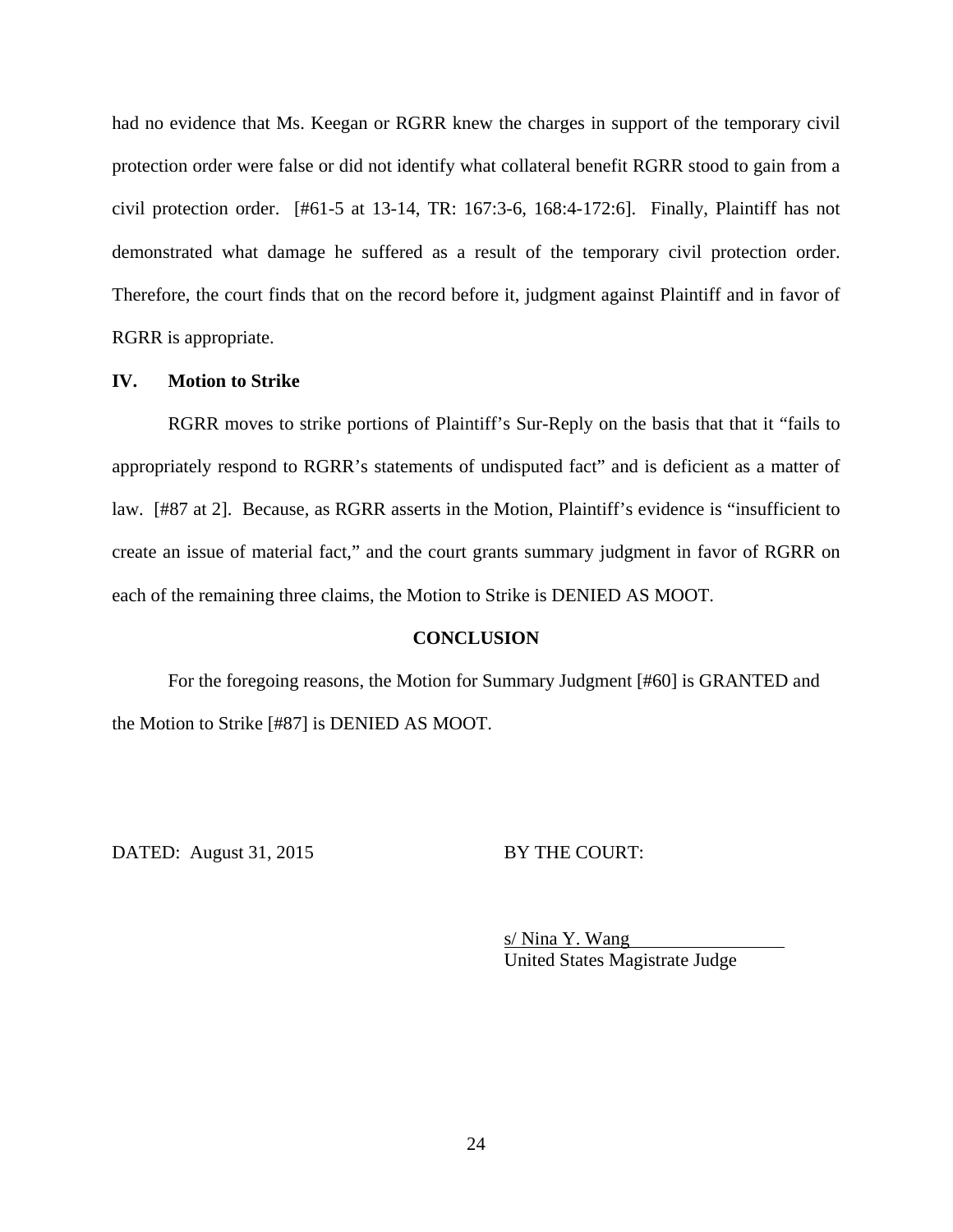had no evidence that Ms. Keegan or RGRR knew the charges in support of the temporary civil protection order were false or did not identify what collateral benefit RGRR stood to gain from a civil protection order. [#61-5 at 13-14, TR: 167:3-6, 168:4-172:6]. Finally, Plaintiff has not demonstrated what damage he suffered as a result of the temporary civil protection order. Therefore, the court finds that on the record before it, judgment against Plaintiff and in favor of RGRR is appropriate.

## IV. Motion to Strike

RGRR moves to strike portions of Plaintiff's Sur-Reply on the basis that that it "fails to appropriately respond to RGRR's statements of undisputed fact" and is deficient as a matter of law. [#87 at 2]. Because, as RGRR asserts in the Motion, Plaintiff's evidence is "insufficient to create an issue of material fact," and the court grants summary judgment in favor of RGRR on each of the remaining three claims, the Motion to Strike is DENIED AS MOOT.

## CONCLUSION

For the foregoing reasons, the Motion for Summary Judgment [#60] is GRANTED and the Motion to Strike [#87] is DENIED AS MOOT.

DATED: August 31, 2015

BY THE COURT:

s/ Nina Y. Wang
United States Magistrate Judge